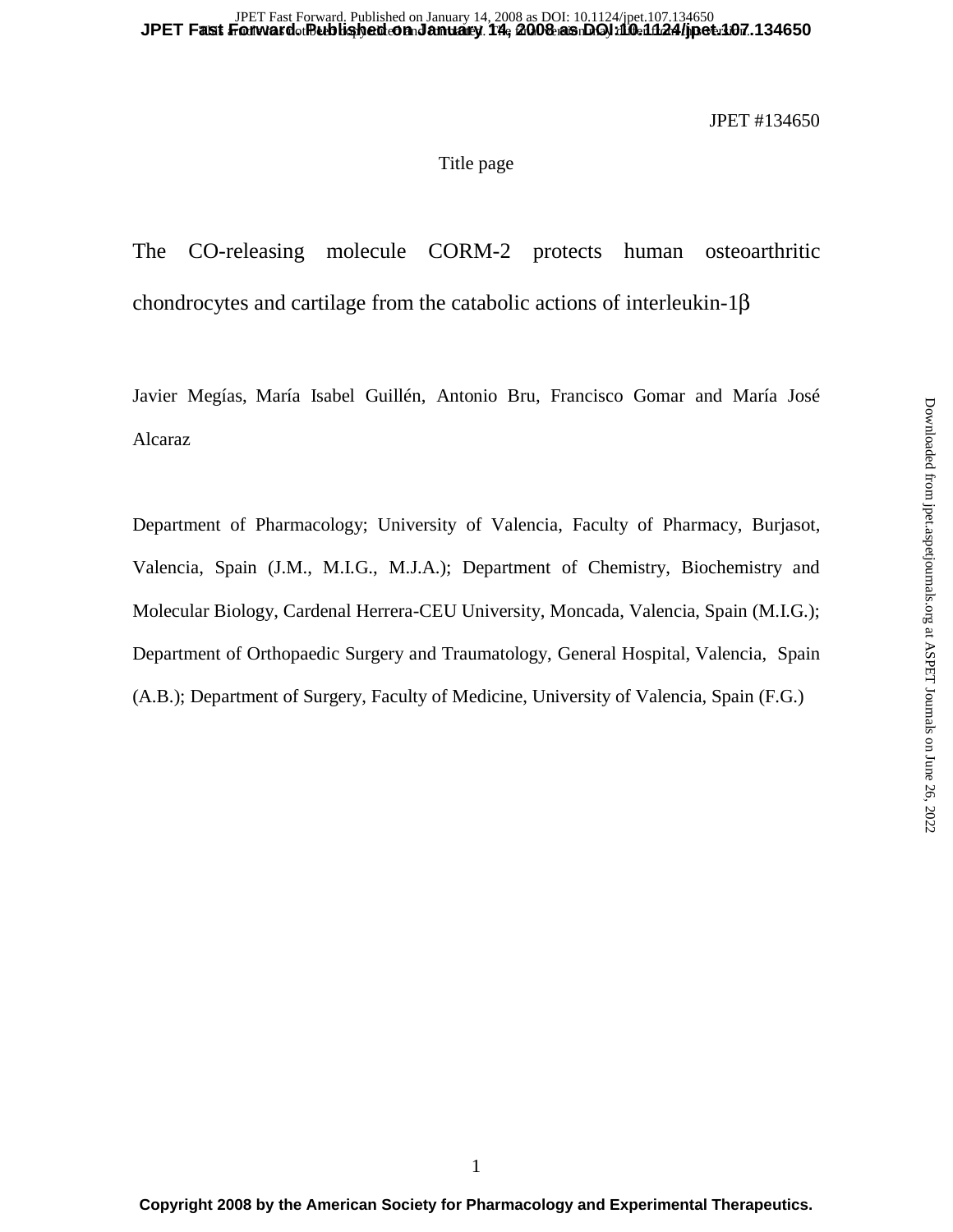JPET #134650

Title page

# The CO-releasing molecule CORM-2 protects human osteoarthritic chondrocytes and cartilage from the catabolic actions of interleukin-1β

Javier Megías, María Isabel Guillén, Antonio Bru, Francisco Gomar and María José Alcaraz

Department of Pharmacology; University of Valencia, Faculty of Pharmacy, Burjasot, Valencia, Spain (J.M., M.I.G., M.J.A.); Department of Chemistry, Biochemistry and Molecular Biology, Cardenal Herrera-CEU University, Moncada, Valencia, Spain (M.I.G.); Department of Orthopaedic Surgery and Traumatology, General Hospital, Valencia, Spain (A.B.); Department of Surgery, Faculty of Medicine, University of Valencia, Spain (F.G.)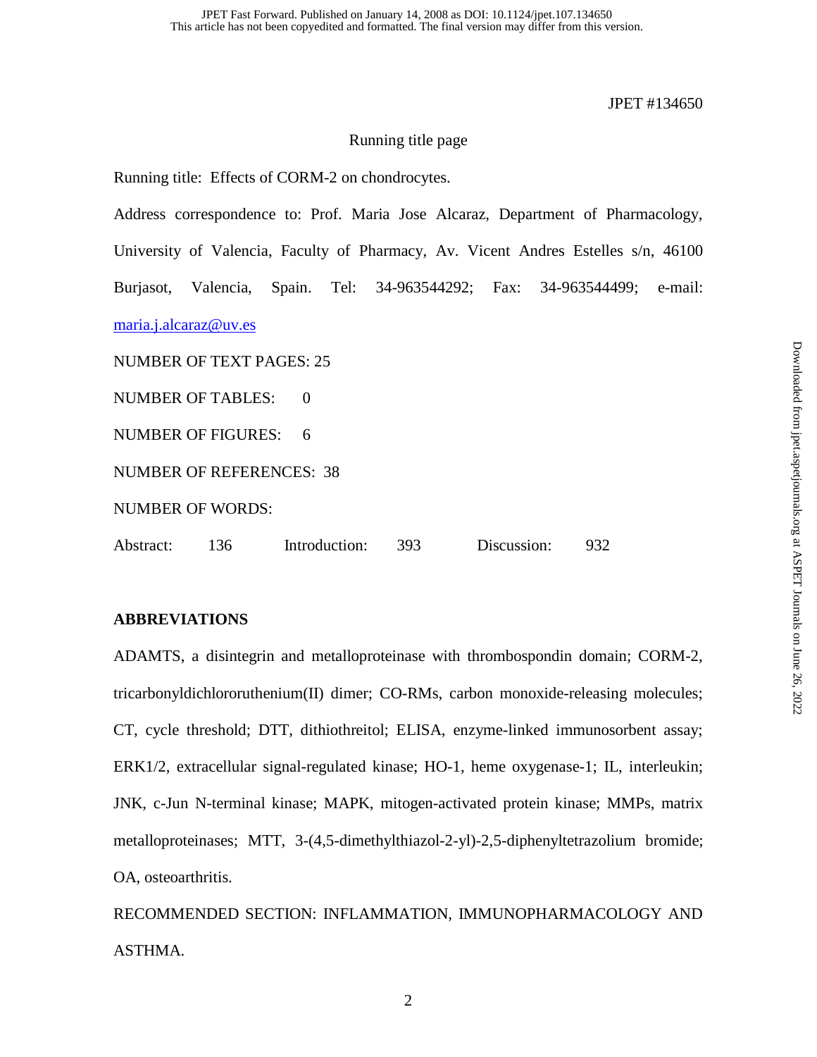Running title page

Running title: Effects of CORM-2 on chondrocytes.

Address correspondence to: Prof. Maria Jose Alcaraz, Department of Pharmacology, University of Valencia, Faculty of Pharmacy, Av. Vicent Andres Estelles s/n, 46100 Burjasot, Valencia, Spain. Tel: 34-963544292; Fax: 34-963544499; e-mail: maria.j.alcaraz@uv.es

NUMBER OF TEXT PAGES: 25

NUMBER OF TABLES: 0

NUMBER OF FIGURES: 6

NUMBER OF REFERENCES: 38

NUMBER OF WORDS:

Abstract: 136 Introduction: 393 Discussion: 932

**ABBREVIATIONS**

ADAMTS, a disintegrin and metalloproteinase with thrombospondin domain; CORM-2, tricarbonyldichlororuthenium(II) dimer; CO-RMs, carbon monoxide-releasing molecules; CT, cycle threshold; DTT, dithiothreitol; ELISA, enzyme-linked immunosorbent assay; ERK1/2, extracellular signal-regulated kinase; HO-1, heme oxygenase-1; IL, interleukin; JNK, c-Jun N-terminal kinase; MAPK, mitogen-activated protein kinase; MMPs, matrix metalloproteinases; MTT, 3-(4,5-dimethylthiazol-2-yl)-2,5-diphenyltetrazolium bromide; OA, osteoarthritis.

RECOMMENDED SECTION: INFLAMMATION, IMMUNOPHARMACOLOGY AND ASTHMA.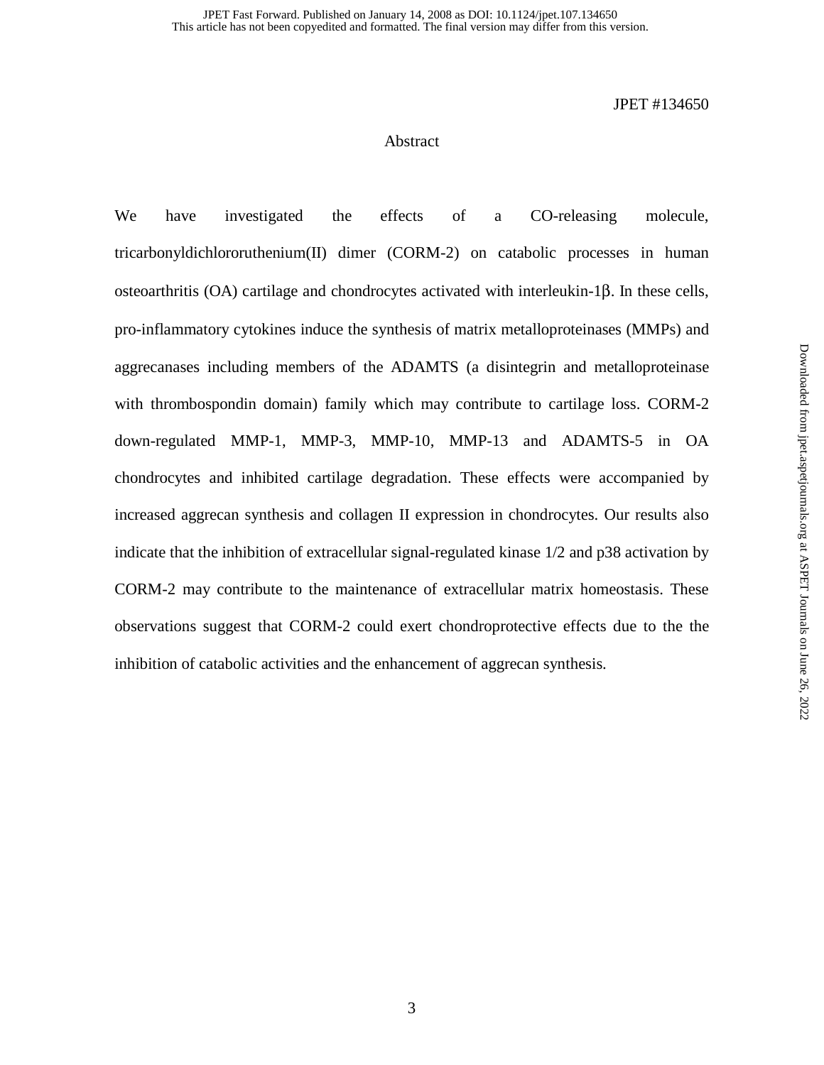## Abstract

We have investigated the effects of a CO-releasing molecule, tricarbonyldichlororuthenium(II) dimer (CORM-2) on catabolic processes in human osteoarthritis (OA) cartilage and chondrocytes activated with interleukin-1β. In these cells, pro-inflammatory cytokines induce the synthesis of matrix metalloproteinases (MMPs) and aggrecanases including members of the ADAMTS (a disintegrin and metalloproteinase with thrombospondin domain) family which may contribute to cartilage loss. CORM-2 down-regulated MMP-1, MMP-3, MMP-10, MMP-13 and ADAMTS-5 in OA chondrocytes and inhibited cartilage degradation. These effects were accompanied by increased aggrecan synthesis and collagen II expression in chondrocytes. Our results also indicate that the inhibition of extracellular signal-regulated kinase 1/2 and p38 activation by CORM-2 may contribute to the maintenance of extracellular matrix homeostasis. These observations suggest that CORM-2 could exert chondroprotective effects due to the the inhibition of catabolic activities and the enhancement of aggrecan synthesis.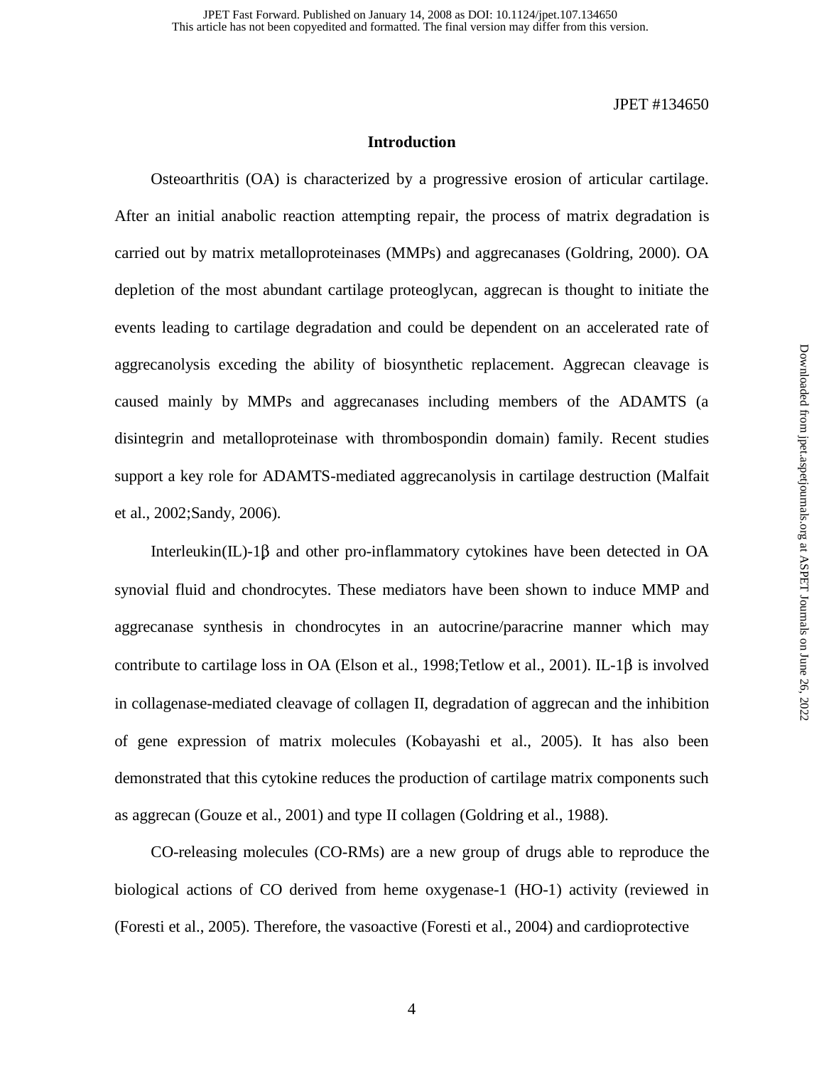## Introduction

Osteoarthritis (OA) is characterized by a progressive erosion of articular cartilage. After an initial anabolic reaction attempting repair, the process of matrix degradation is carried out by matrix metalloproteinases (MMPs) and aggrecanases (Goldring, 2000). OA depletion of the most abundant cartilage proteoglycan, aggrecan is thought to initiate the events leading to cartilage degradation and could be dependent on an accelerated rate of aggrecanolysis exceding the ability of biosynthetic replacement. Aggrecan cleavage is caused mainly by MMPs and aggrecanases including members of the ADAMTS (a disintegrin and metalloproteinase with thrombospondin domain) family. Recent studies support a key role for ADAMTS-mediated aggrecanolysis in cartilage destruction (Malfait et al., 2002;Sandy, 2006).

Interleukin(IL)-1β and other pro-inflammatory cytokines have been detected in OA synovial fluid and chondrocytes. These mediators have been shown to induce MMP and aggrecanase synthesis in chondrocytes in an autocrine/paracrine manner which may contribute to cartilage loss in OA (Elson et al., 1998;Tetlow et al., 2001). IL-1β is involved in collagenase-mediated cleavage of collagen II, degradation of aggrecan and the inhibition of gene expression of matrix molecules (Kobayashi et al., 2005). It has also been demonstrated that this cytokine reduces the production of cartilage matrix components such as aggrecan (Gouze et al., 2001) and type II collagen (Goldring et al., 1988).

CO-releasing molecules (CO-RMs) are a new group of drugs able to reproduce the biological actions of CO derived from heme oxygenase-1 (HO-1) activity (reviewed in (Foresti et al., 2005). Therefore, the vasoactive (Foresti et al., 2004) and cardioprotective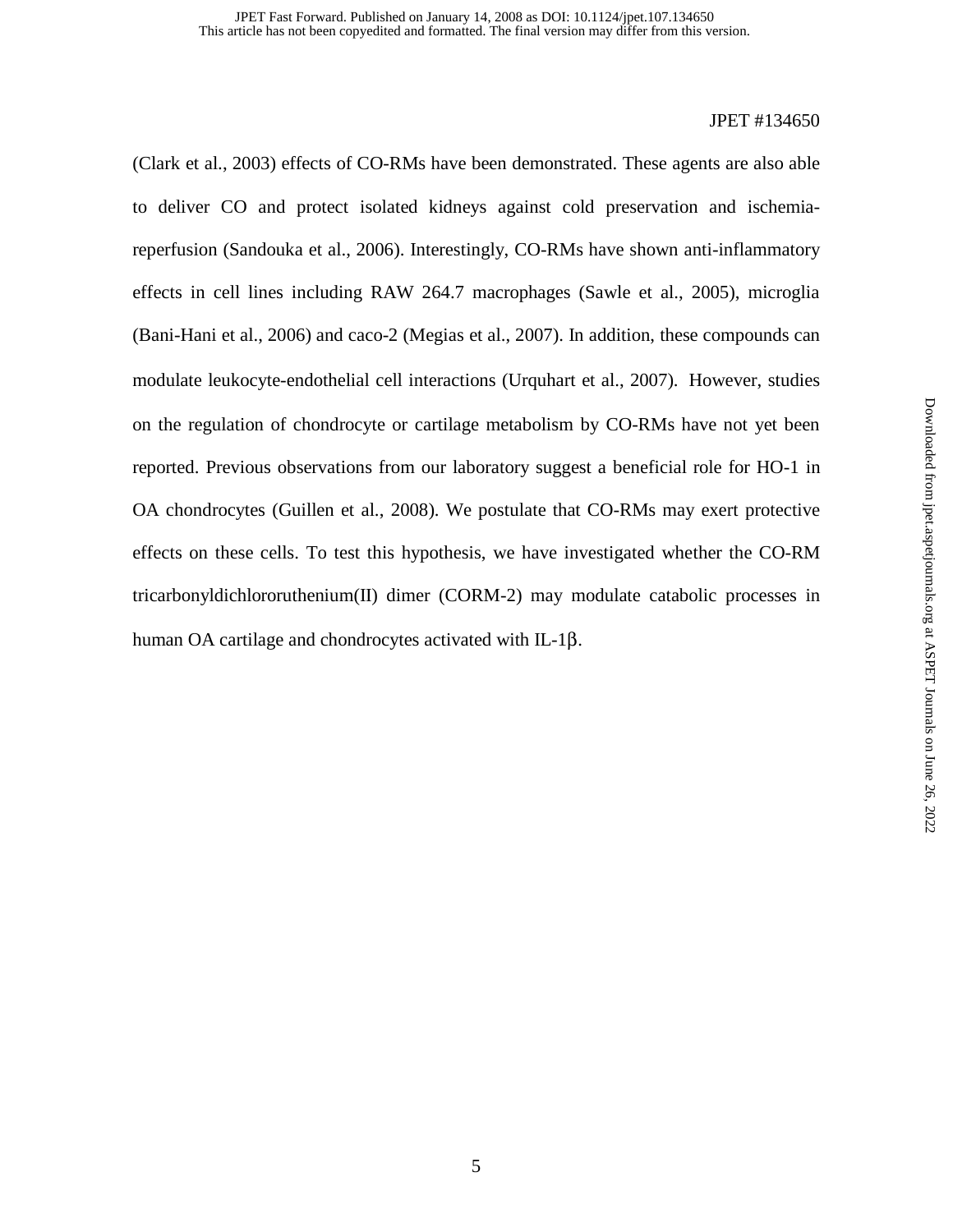(Clark et al., 2003) effects of CO-RMs have been demonstrated. These agents are also able to deliver CO and protect isolated kidneys against cold preservation and ischemia-reperfusion (Sandouka et al., 2006). Interestingly, CO-RMs have shown anti-inflammatory effects in cell lines including RAW 264.7 macrophages (Sawle et al., 2005), microglia (Bani-Hani et al., 2006) and caco-2 (Megias et al., 2007). In addition, these compounds can modulate leukocyte-endothelial cell interactions (Urquhart et al., 2007). However, studies on the regulation of chondrocyte or cartilage metabolism by CO-RMs have not yet been reported. Previous observations from our laboratory suggest a beneficial role for HO-1 in OA chondrocytes (Guillen et al., 2008). We postulate that CO-RMs may exert protective effects on these cells. To test this hypothesis, we have investigated whether the CO-RM tricarbonyldichlororuthenium(II) dimer (CORM-2) may modulate catabolic processes in human OA cartilage and chondrocytes activated with IL-1β.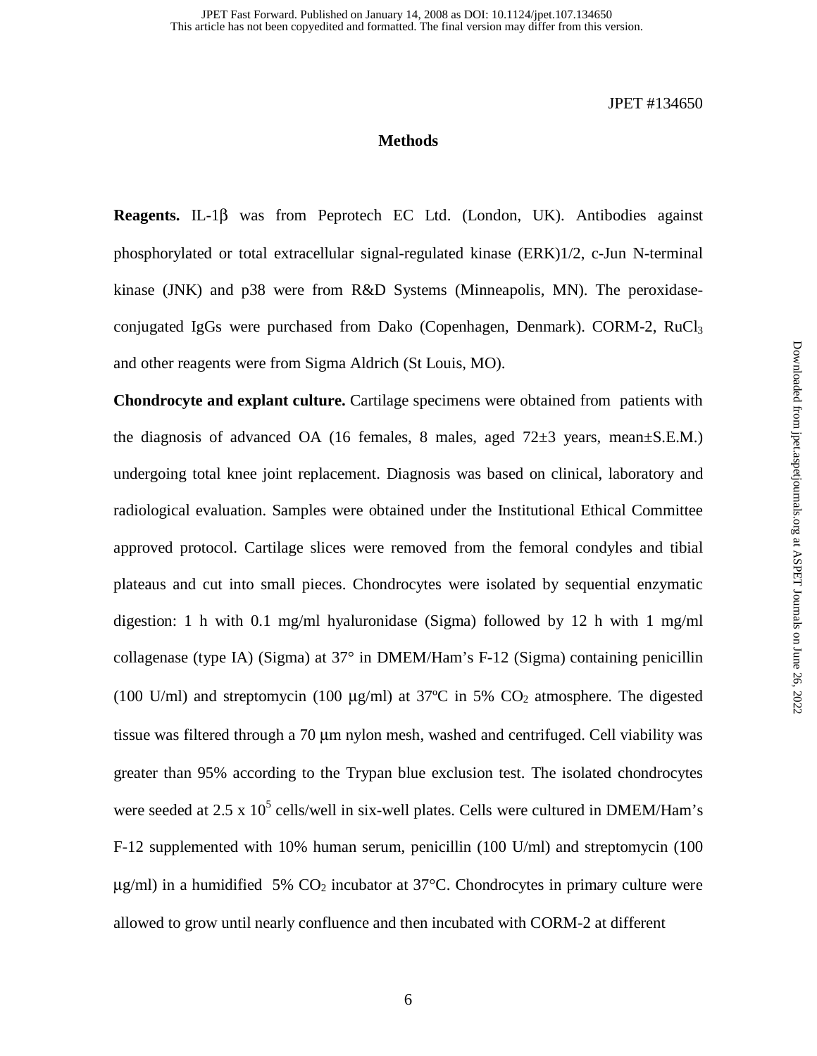## Methods

**Reagents.** IL-1β was from Peprotech EC Ltd. (London, UK). Antibodies against phosphorylated or total extracellular signal-regulated kinase (ERK)1/2, c-Jun N-terminal kinase (JNK) and p38 were from R&D Systems (Minneapolis, MN). The peroxidase-conjugated IgGs were purchased from Dako (Copenhagen, Denmark). CORM-2, $RuCl_3$ and other reagents were from Sigma Aldrich (St Louis, MO).

**Chondrocyte and explant culture.** Cartilage specimens were obtained from patients with the diagnosis of advanced OA (16 females, 8 males, aged 72±3 years, mean±S.E.M.) undergoing total knee joint replacement. Diagnosis was based on clinical, laboratory and radiological evaluation. Samples were obtained under the Institutional Ethical Committee approved protocol. Cartilage slices were removed from the femoral condyles and tibial plateaus and cut into small pieces. Chondrocytes were isolated by sequential enzymatic digestion: 1 h with 0.1 mg/ml hyaluronidase (Sigma) followed by 12 h with 1 mg/ml collagenase (type IA) (Sigma) at 37° in DMEM/Ham's F-12 (Sigma) containing penicillin (100 U/ml) and streptomycin (100 μg/ml) at 37ºC in 5% $CO_2$ atmosphere. The digested tissue was filtered through a 70 μm nylon mesh, washed and centrifuged. Cell viability was greater than 95% according to the Trypan blue exclusion test. The isolated chondrocytes were seeded at 2.5 x $10^5$ cells/well in six-well plates. Cells were cultured in DMEM/Ham's F-12 supplemented with 10% human serum, penicillin (100 U/ml) and streptomycin (100 μg/ml) in a humidified 5% $CO_2$ incubator at 37°C. Chondrocytes in primary culture were allowed to grow until nearly confluence and then incubated with CORM-2 at different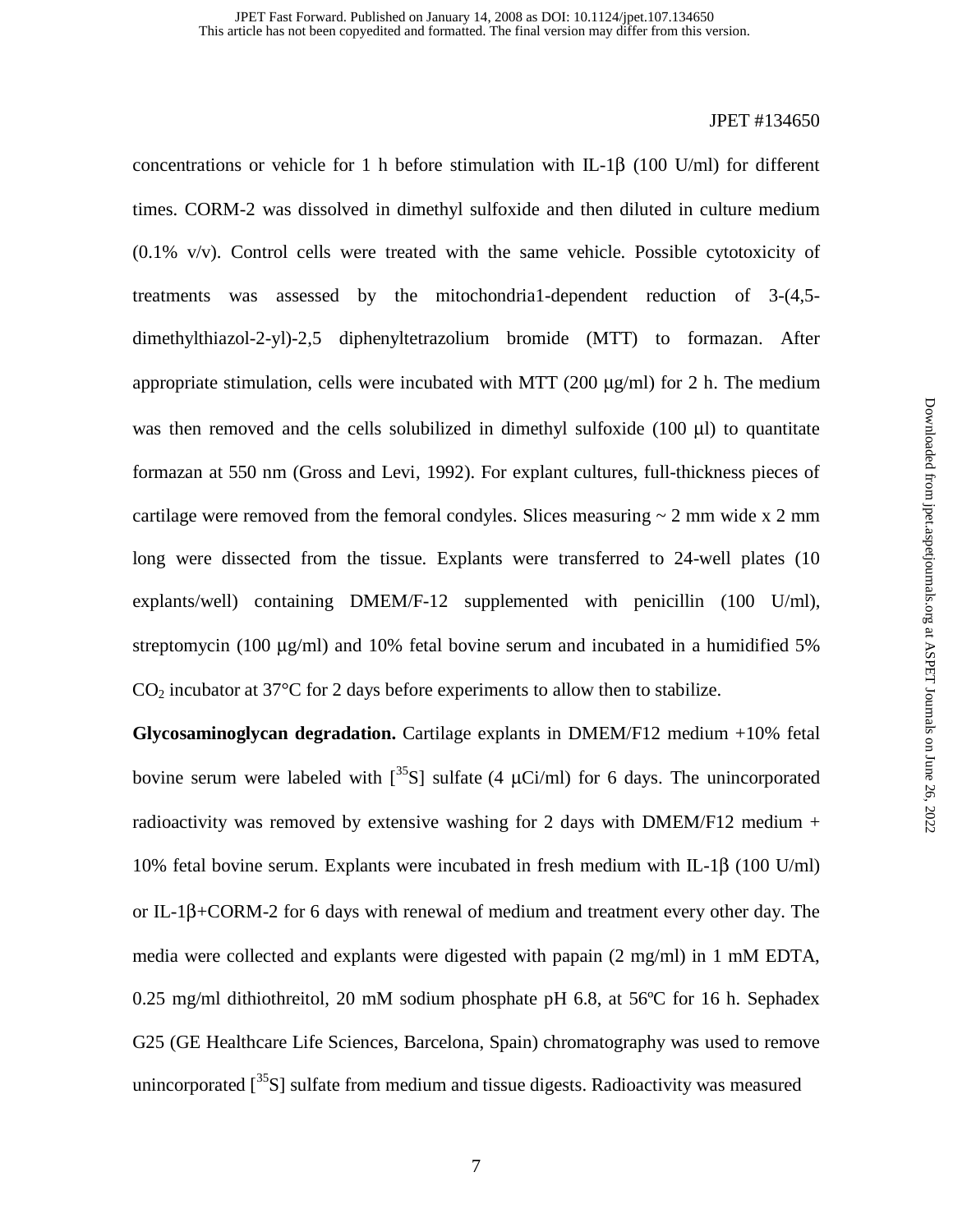concentrations or vehicle for 1 h before stimulation with IL-1β (100 U/ml) for different times. CORM-2 was dissolved in dimethyl sulfoxide and then diluted in culture medium (0.1% v/v). Control cells were treated with the same vehicle. Possible cytotoxicity of treatments was assessed by the mitochondria1-dependent reduction of 3-(4,5-dimethylthiazol-2-yl)-2,5 diphenyltetrazolium bromide (MTT) to formazan. After appropriate stimulation, cells were incubated with MTT (200 μg/ml) for 2 h. The medium was then removed and the cells solubilized in dimethyl sulfoxide (100 μl) to quantitate formazan at 550 nm (Gross and Levi, 1992). For explant cultures, full-thickness pieces of cartilage were removed from the femoral condyles. Slices measuring ~ 2 mm wide x 2 mm long were dissected from the tissue. Explants were transferred to 24-well plates (10 explants/well) containing DMEM/F-12 supplemented with penicillin (100 U/ml), streptomycin (100 μg/ml) and 10% fetal bovine serum and incubated in a humidified 5% $CO_2$ incubator at 37°C for 2 days before experiments to allow then to stabilize.

**Glycosaminoglycan degradation.** Cartilage explants in DMEM/F12 medium +10% fetal bovine serum were labeled with [$^{35}$S] sulfate (4 μCi/ml) for 6 days. The unincorporated radioactivity was removed by extensive washing for 2 days with DMEM/F12 medium + 10% fetal bovine serum. Explants were incubated in fresh medium with IL-1β (100 U/ml) or IL-1β+CORM-2 for 6 days with renewal of medium and treatment every other day. The media were collected and explants were digested with papain (2 mg/ml) in 1 mM EDTA, 0.25 mg/ml dithiothreitol, 20 mM sodium phosphate pH 6.8, at 56ºC for 16 h. Sephadex G25 (GE Healthcare Life Sciences, Barcelona, Spain) chromatography was used to remove unincorporated [$^{35}$S] sulfate from medium and tissue digests. Radioactivity was measured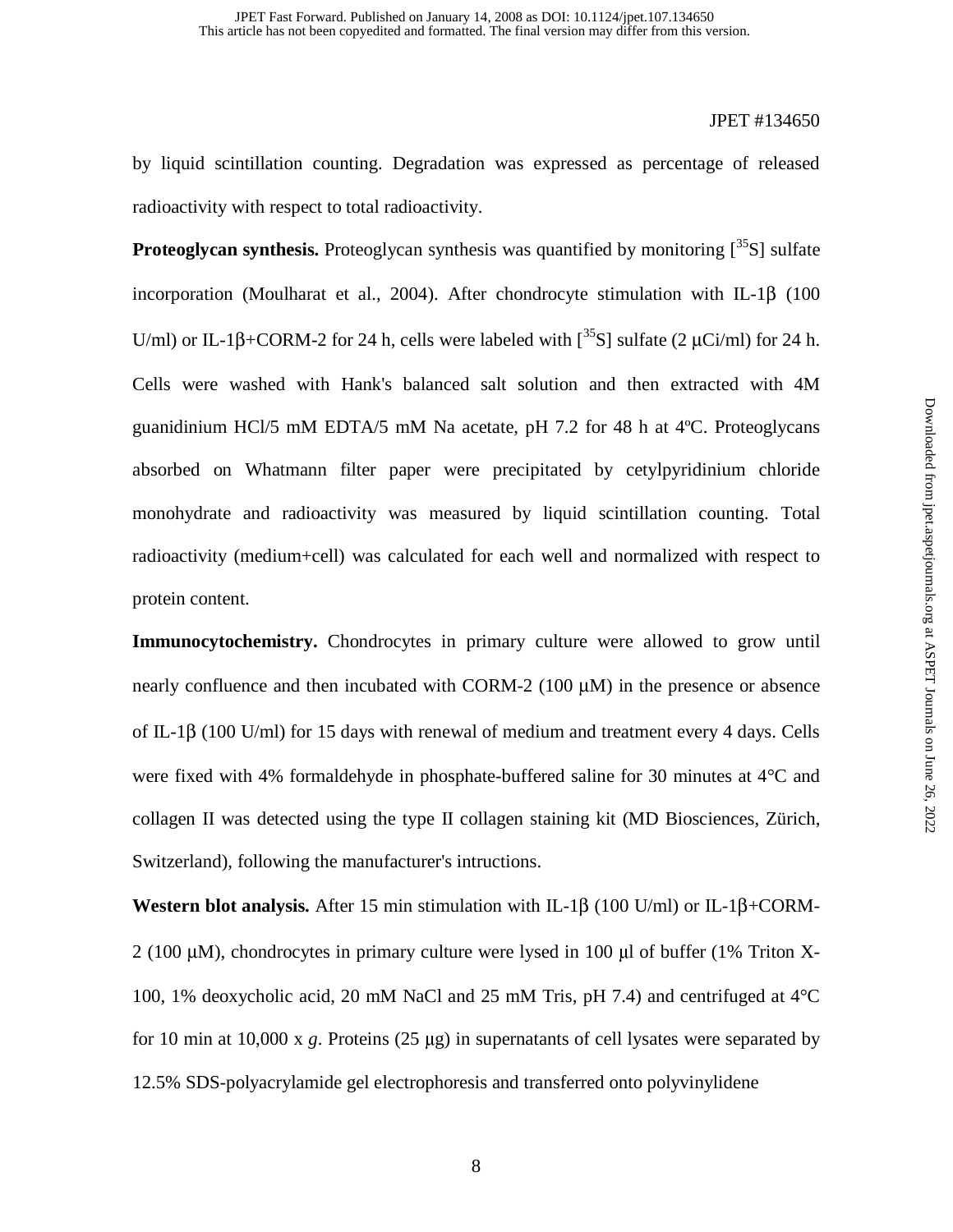by liquid scintillation counting. Degradation was expressed as percentage of released radioactivity with respect to total radioactivity.

**Proteoglycan synthesis.** Proteoglycan synthesis was quantified by monitoring [$^{35}$S] sulfate incorporation (Moulharat et al., 2004). After chondrocyte stimulation with IL-1β (100 U/ml) or IL-1β+CORM-2 for 24 h, cells were labeled with [$^{35}$S] sulfate (2 μCi/ml) for 24 h. Cells were washed with Hank's balanced salt solution and then extracted with 4M guanidinium HCl/5 mM EDTA/5 mM Na acetate, pH 7.2 for 48 h at 4ºC. Proteoglycans absorbed on Whatmann filter paper were precipitated by cetylpyridinium chloride monohydrate and radioactivity was measured by liquid scintillation counting. Total radioactivity (medium+cell) was calculated for each well and normalized with respect to protein content.

**Immunocytochemistry.** Chondrocytes in primary culture were allowed to grow until nearly confluence and then incubated with CORM-2 (100 μM) in the presence or absence of IL-1β (100 U/ml) for 15 days with renewal of medium and treatment every 4 days. Cells were fixed with 4% formaldehyde in phosphate-buffered saline for 30 minutes at 4°C and collagen II was detected using the type II collagen staining kit (MD Biosciences, Zürich, Switzerland), following the manufacturer's intructions.

**Western blot analysis.** After 15 min stimulation with IL-1β (100 U/ml) or IL-1β+CORM-2 (100 μM), chondrocytes in primary culture were lysed in 100 μl of buffer (1% Triton X-100, 1% deoxycholic acid, 20 mM NaCl and 25 mM Tris, pH 7.4) and centrifuged at 4°C for 10 min at 10,000 x *g*. Proteins (25 μg) in supernatants of cell lysates were separated by 12.5% SDS-polyacrylamide gel electrophoresis and transferred onto polyvinylidene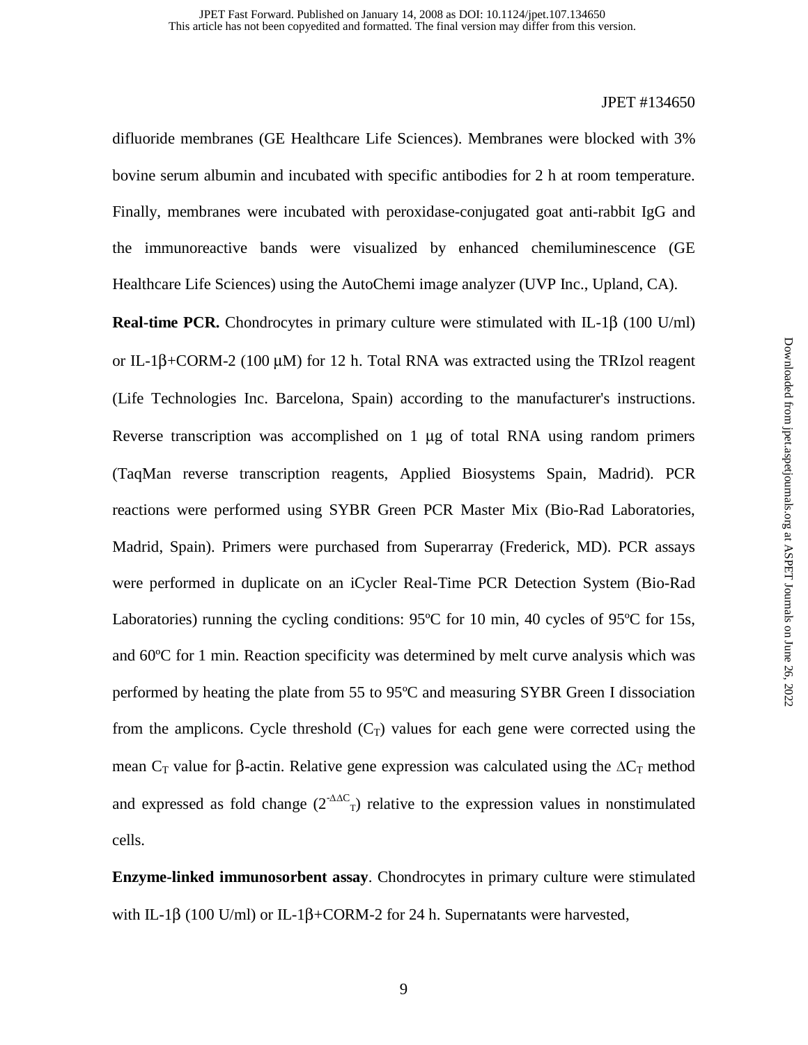difluoride membranes (GE Healthcare Life Sciences). Membranes were blocked with 3% bovine serum albumin and incubated with specific antibodies for 2 h at room temperature. Finally, membranes were incubated with peroxidase-conjugated goat anti-rabbit IgG and the immunoreactive bands were visualized by enhanced chemiluminescence (GE Healthcare Life Sciences) using the AutoChemi image analyzer (UVP Inc., Upland, CA).

**Real-time PCR.** Chondrocytes in primary culture were stimulated with IL-1β (100 U/ml) or IL-1β+CORM-2 (100 μM) for 12 h. Total RNA was extracted using the TRIzol reagent (Life Technologies Inc. Barcelona, Spain) according to the manufacturer's instructions. Reverse transcription was accomplished on 1 μg of total RNA using random primers (TaqMan reverse transcription reagents, Applied Biosystems Spain, Madrid). PCR reactions were performed using SYBR Green PCR Master Mix (Bio-Rad Laboratories, Madrid, Spain). Primers were purchased from Superarray (Frederick, MD). PCR assays were performed in duplicate on an iCycler Real-Time PCR Detection System (Bio-Rad Laboratories) running the cycling conditions: 95ºC for 10 min, 40 cycles of 95ºC for 15s, and 60ºC for 1 min. Reaction specificity was determined by melt curve analysis which was performed by heating the plate from 55 to 95ºC and measuring SYBR Green I dissociation from the amplicons. Cycle threshold ($C_T$) values for each gene were corrected using the mean $C_T$ value for β-actin. Relative gene expression was calculated using the $\Delta C_T$ method and expressed as fold change ($2^{-\Delta\Delta C_T}$) relative to the expression values in nonstimulated cells.

**Enzyme-linked immunosorbent assay**. Chondrocytes in primary culture were stimulated with IL-1β (100 U/ml) or IL-1β+CORM-2 for 24 h. Supernatants were harvested,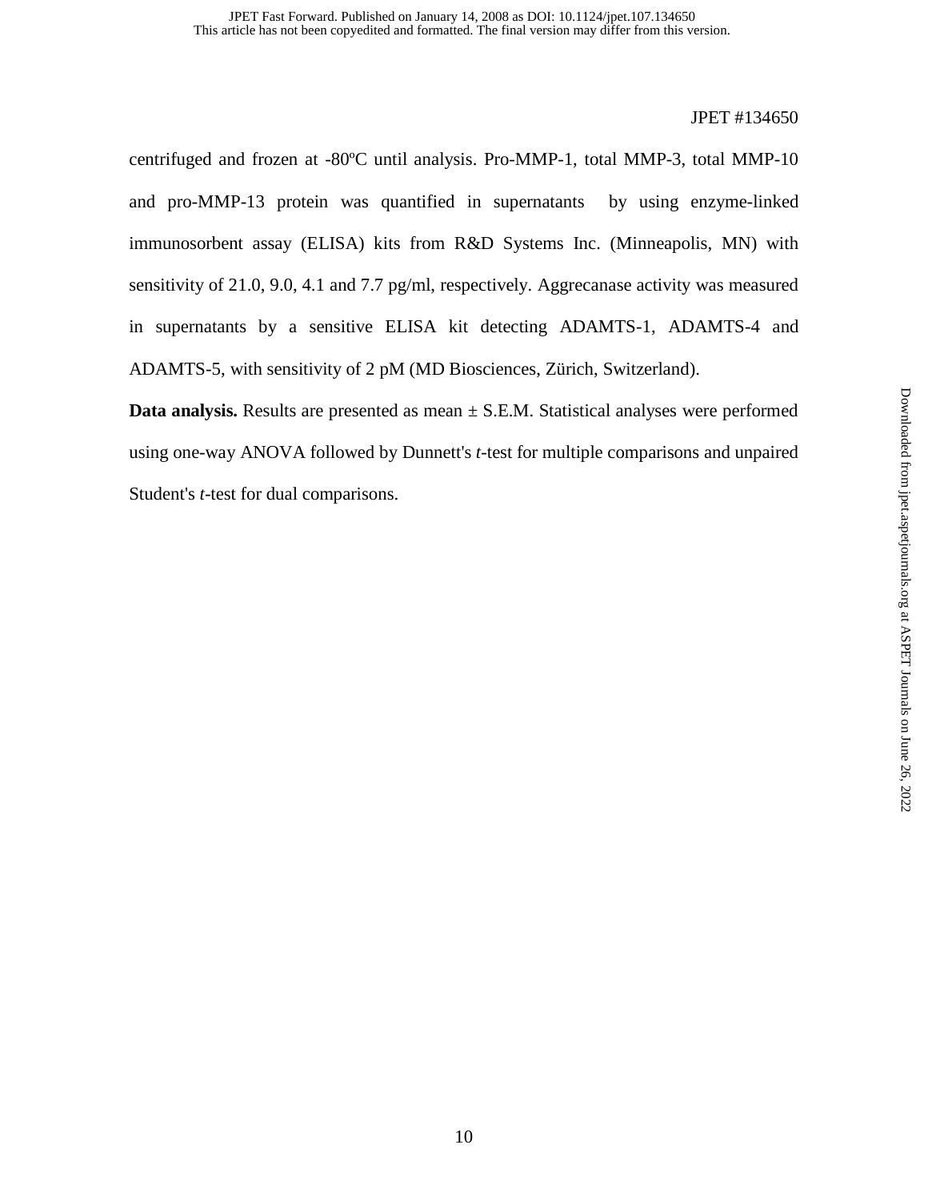centrifuged and frozen at -80ºC until analysis. Pro-MMP-1, total MMP-3, total MMP-10 and pro-MMP-13 protein was quantified in supernatants by using enzyme-linked immunosorbent assay (ELISA) kits from R&D Systems Inc. (Minneapolis, MN) with sensitivity of 21.0, 9.0, 4.1 and 7.7 pg/ml, respectively. Aggrecanase activity was measured in supernatants by a sensitive ELISA kit detecting ADAMTS-1, ADAMTS-4 and ADAMTS-5, with sensitivity of 2 pM (MD Biosciences, Zürich, Switzerland).

**Data analysis.** Results are presented as mean ± S.E.M. Statistical analyses were performed using one-way ANOVA followed by Dunnett's *t*-test for multiple comparisons and unpaired Student's *t*-test for dual comparisons.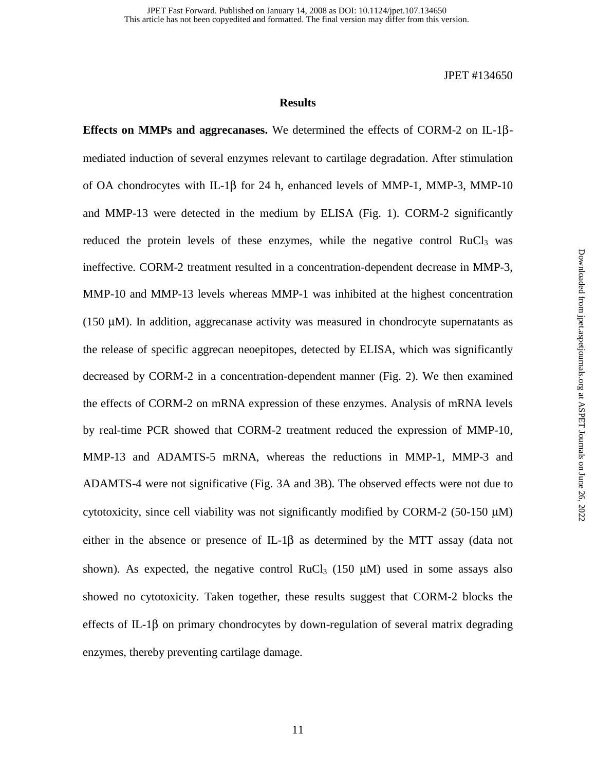## Results

**Effects on MMPs and aggrecanases.** We determined the effects of CORM-2 on IL-1β-mediated induction of several enzymes relevant to cartilage degradation. After stimulation of OA chondrocytes with IL-1β for 24 h, enhanced levels of MMP-1, MMP-3, MMP-10 and MMP-13 were detected in the medium by ELISA (Fig. 1). CORM-2 significantly reduced the protein levels of these enzymes, while the negative control $RuCl_3$ was ineffective. CORM-2 treatment resulted in a concentration-dependent decrease in MMP-3, MMP-10 and MMP-13 levels whereas MMP-1 was inhibited at the highest concentration (150 μM). In addition, aggrecanase activity was measured in chondrocyte supernatants as the release of specific aggrecan neoepitopes, detected by ELISA, which was significantly decreased by CORM-2 in a concentration-dependent manner (Fig. 2). We then examined the effects of CORM-2 on mRNA expression of these enzymes. Analysis of mRNA levels by real-time PCR showed that CORM-2 treatment reduced the expression of MMP-10, MMP-13 and ADAMTS-5 mRNA, whereas the reductions in MMP-1, MMP-3 and ADAMTS-4 were not significative (Fig. 3A and 3B). The observed effects were not due to cytotoxicity, since cell viability was not significantly modified by CORM-2 (50-150 μM) either in the absence or presence of IL-1β as determined by the MTT assay (data not shown). As expected, the negative control $RuCl_3$ (150 μM) used in some assays also showed no cytotoxicity. Taken together, these results suggest that CORM-2 blocks the effects of IL-1β on primary chondrocytes by down-regulation of several matrix degrading enzymes, thereby preventing cartilage damage.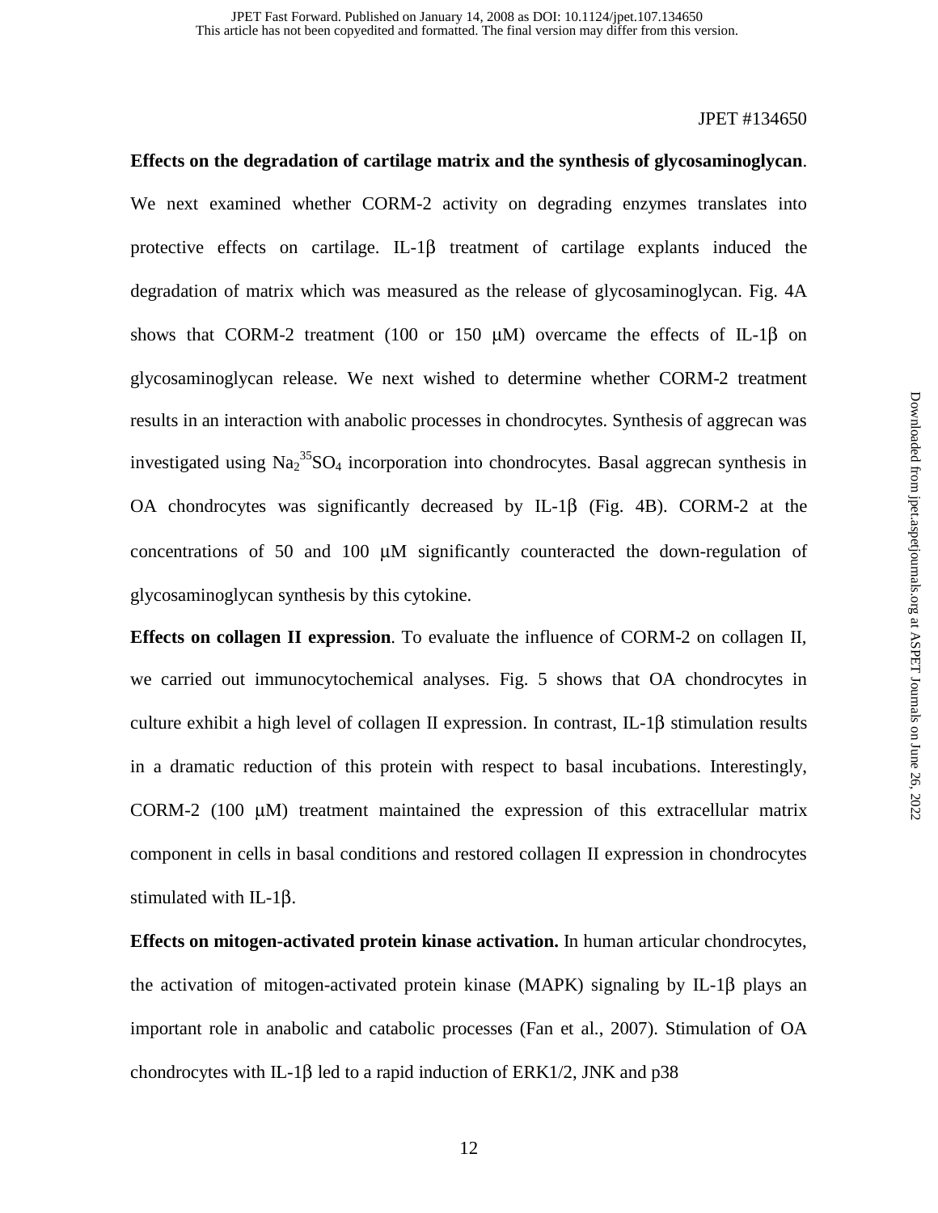**Effects on the degradation of cartilage matrix and the synthesis of glycosaminoglycan**. We next examined whether CORM-2 activity on degrading enzymes translates into protective effects on cartilage. IL-1β treatment of cartilage explants induced the degradation of matrix which was measured as the release of glycosaminoglycan. Fig. 4A shows that CORM-2 treatment (100 or 150 μM) overcame the effects of IL-1β on glycosaminoglycan release. We next wished to determine whether CORM-2 treatment results in an interaction with anabolic processes in chondrocytes. Synthesis of aggrecan was investigated using $Na_2{}^{35}SO_4$ incorporation into chondrocytes. Basal aggrecan synthesis in OA chondrocytes was significantly decreased by IL-1β (Fig. 4B). CORM-2 at the concentrations of 50 and 100 μM significantly counteracted the down-regulation of glycosaminoglycan synthesis by this cytokine.

**Effects on collagen II expression**. To evaluate the influence of CORM-2 on collagen II, we carried out immunocytochemical analyses. Fig. 5 shows that OA chondrocytes in culture exhibit a high level of collagen II expression. In contrast, IL-1β stimulation results in a dramatic reduction of this protein with respect to basal incubations. Interestingly, CORM-2 (100 μM) treatment maintained the expression of this extracellular matrix component in cells in basal conditions and restored collagen II expression in chondrocytes stimulated with IL-1β.

**Effects on mitogen-activated protein kinase activation.** In human articular chondrocytes, the activation of mitogen-activated protein kinase (MAPK) signaling by IL-1β plays an important role in anabolic and catabolic processes (Fan et al., 2007). Stimulation of OA chondrocytes with IL-1β led to a rapid induction of ERK1/2, JNK and p38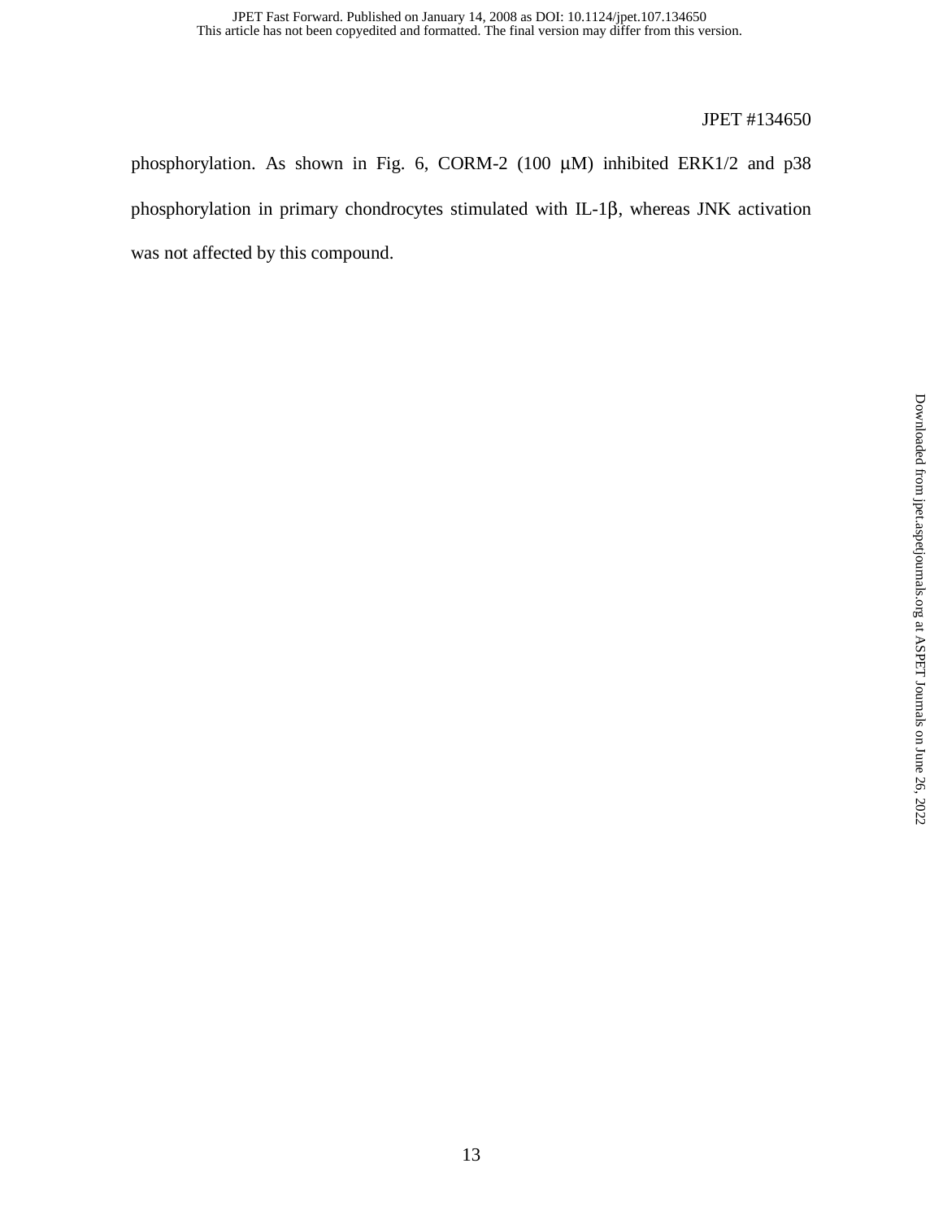phosphorylation. As shown in Fig. 6, CORM-2 (100 μM) inhibited ERK1/2 and p38 phosphorylation in primary chondrocytes stimulated with IL-1β, whereas JNK activation was not affected by this compound.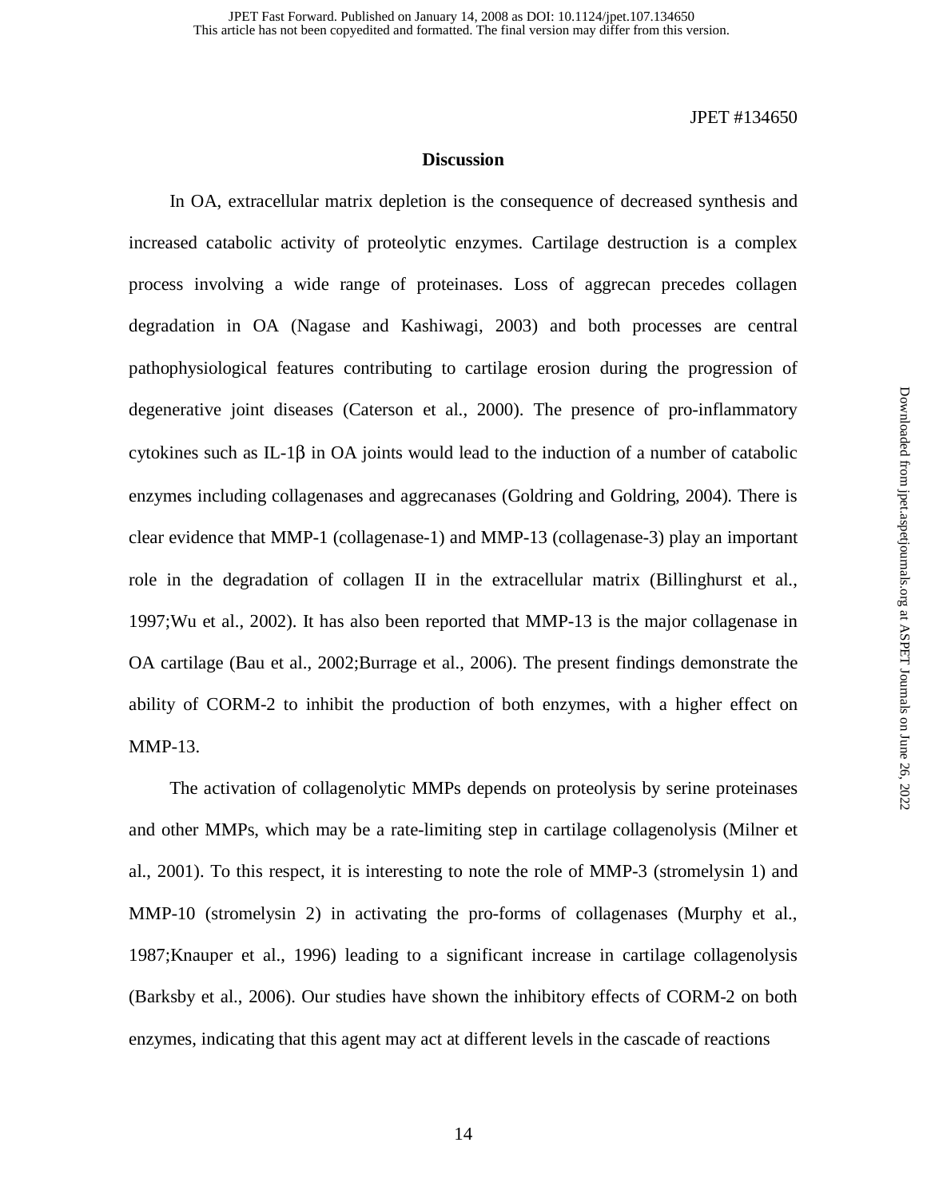## Discussion

In OA, extracellular matrix depletion is the consequence of decreased synthesis and increased catabolic activity of proteolytic enzymes. Cartilage destruction is a complex process involving a wide range of proteinases. Loss of aggrecan precedes collagen degradation in OA (Nagase and Kashiwagi, 2003) and both processes are central pathophysiological features contributing to cartilage erosion during the progression of degenerative joint diseases (Caterson et al., 2000). The presence of pro-inflammatory cytokines such as IL-1β in OA joints would lead to the induction of a number of catabolic enzymes including collagenases and aggrecanases (Goldring and Goldring, 2004). There is clear evidence that MMP-1 (collagenase-1) and MMP-13 (collagenase-3) play an important role in the degradation of collagen II in the extracellular matrix (Billinghurst et al., 1997;Wu et al., 2002). It has also been reported that MMP-13 is the major collagenase in OA cartilage (Bau et al., 2002;Burrage et al., 2006). The present findings demonstrate the ability of CORM-2 to inhibit the production of both enzymes, with a higher effect on MMP-13.

The activation of collagenolytic MMPs depends on proteolysis by serine proteinases and other MMPs, which may be a rate-limiting step in cartilage collagenolysis (Milner et al., 2001). To this respect, it is interesting to note the role of MMP-3 (stromelysin 1) and MMP-10 (stromelysin 2) in activating the pro-forms of collagenases (Murphy et al., 1987;Knauper et al., 1996) leading to a significant increase in cartilage collagenolysis (Barksby et al., 2006). Our studies have shown the inhibitory effects of CORM-2 on both enzymes, indicating that this agent may act at different levels in the cascade of reactions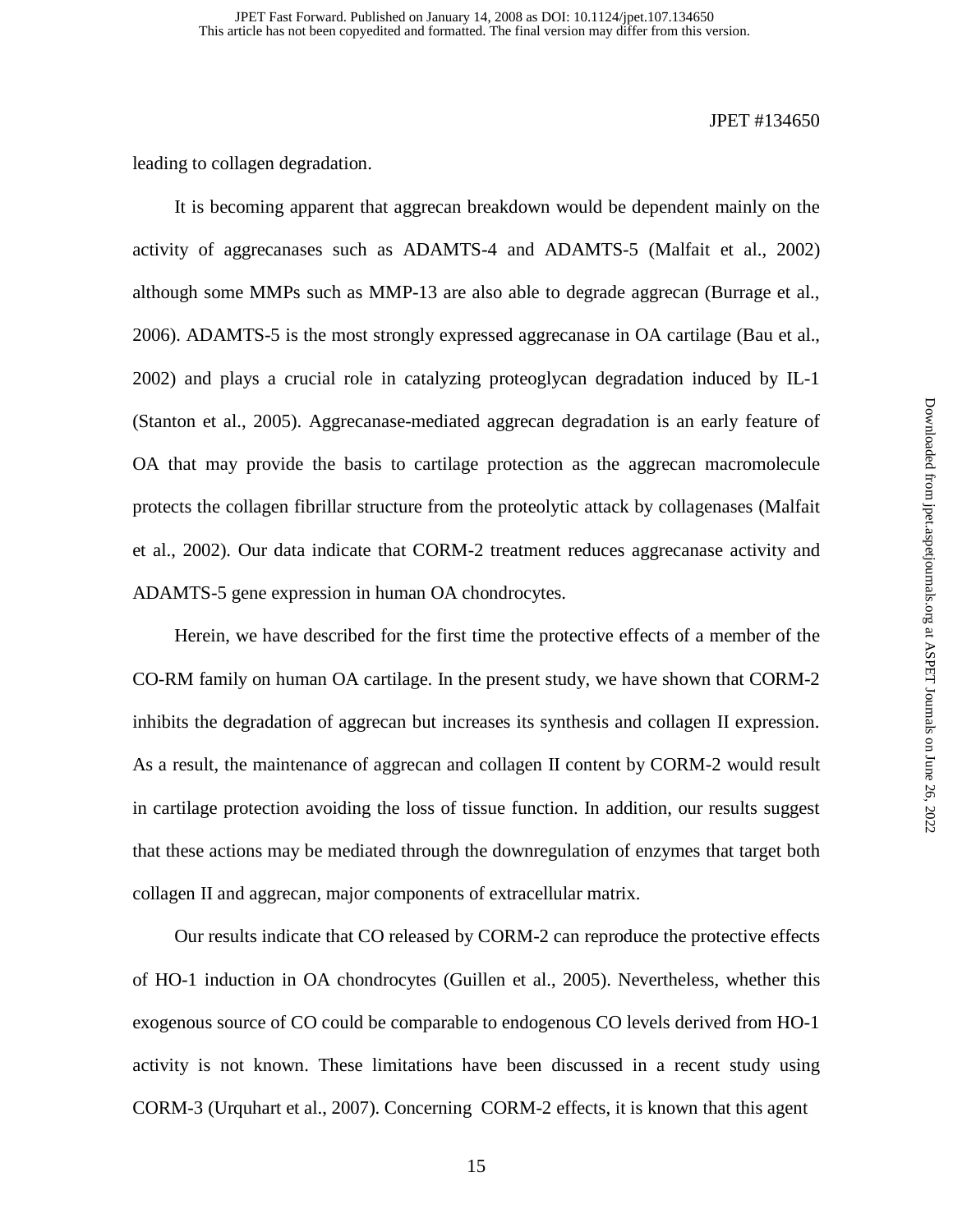leading to collagen degradation.

It is becoming apparent that aggrecan breakdown would be dependent mainly on the activity of aggrecanases such as ADAMTS-4 and ADAMTS-5 (Malfait et al., 2002) although some MMPs such as MMP-13 are also able to degrade aggrecan (Burrage et al., 2006). ADAMTS-5 is the most strongly expressed aggrecanase in OA cartilage (Bau et al., 2002) and plays a crucial role in catalyzing proteoglycan degradation induced by IL-1 (Stanton et al., 2005). Aggrecanase-mediated aggrecan degradation is an early feature of OA that may provide the basis to cartilage protection as the aggrecan macromolecule protects the collagen fibrillar structure from the proteolytic attack by collagenases (Malfait et al., 2002). Our data indicate that CORM-2 treatment reduces aggrecanase activity and ADAMTS-5 gene expression in human OA chondrocytes.

Herein, we have described for the first time the protective effects of a member of the CO-RM family on human OA cartilage. In the present study, we have shown that CORM-2 inhibits the degradation of aggrecan but increases its synthesis and collagen II expression. As a result, the maintenance of aggrecan and collagen II content by CORM-2 would result in cartilage protection avoiding the loss of tissue function. In addition, our results suggest that these actions may be mediated through the downregulation of enzymes that target both collagen II and aggrecan, major components of extracellular matrix.

Our results indicate that CO released by CORM-2 can reproduce the protective effects of HO-1 induction in OA chondrocytes (Guillen et al., 2005). Nevertheless, whether this exogenous source of CO could be comparable to endogenous CO levels derived from HO-1 activity is not known. These limitations have been discussed in a recent study using CORM-3 (Urquhart et al., 2007). Concerning CORM-2 effects, it is known that this agent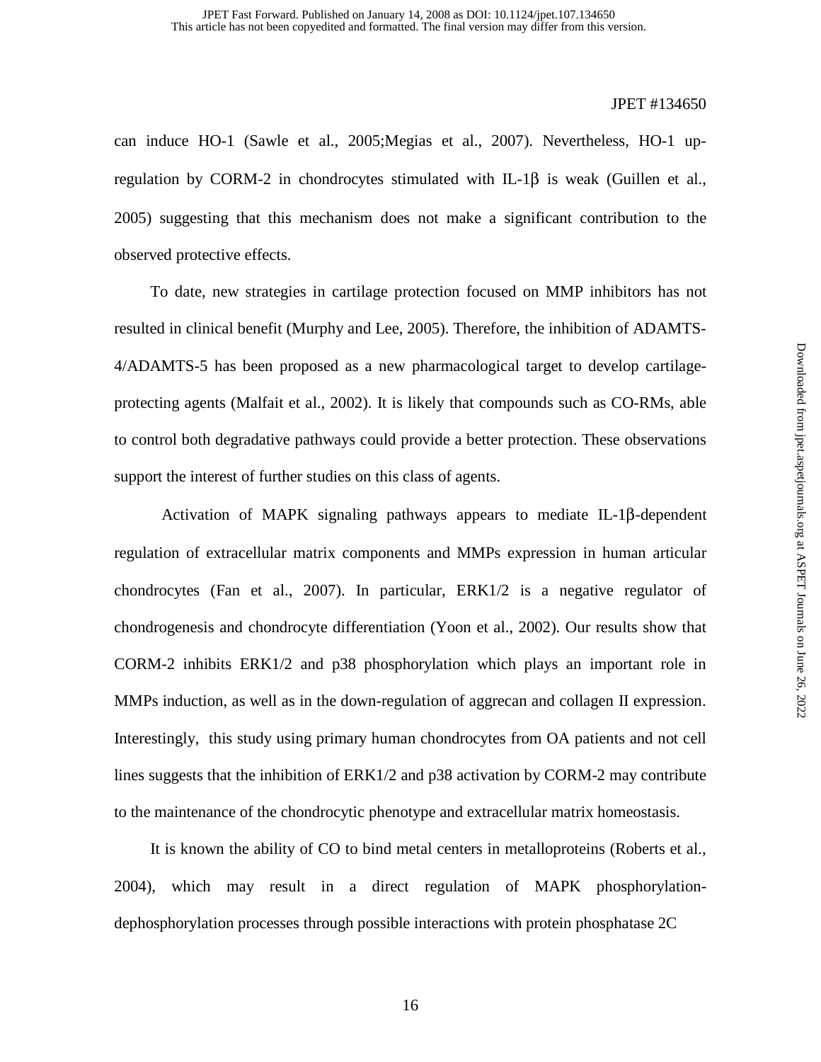can induce HO-1 (Sawle et al., 2005;Megias et al., 2007). Nevertheless, HO-1 up-regulation by CORM-2 in chondrocytes stimulated with IL-1β is weak (Guillen et al., 2005) suggesting that this mechanism does not make a significant contribution to the observed protective effects.

To date, new strategies in cartilage protection focused on MMP inhibitors has not resulted in clinical benefit (Murphy and Lee, 2005). Therefore, the inhibition of ADAMTS-4/ADAMTS-5 has been proposed as a new pharmacological target to develop cartilage-protecting agents (Malfait et al., 2002). It is likely that compounds such as CO-RMs, able to control both degradative pathways could provide a better protection. These observations support the interest of further studies on this class of agents.

Activation of MAPK signaling pathways appears to mediate IL-1β-dependent regulation of extracellular matrix components and MMPs expression in human articular chondrocytes (Fan et al., 2007). In particular, ERK1/2 is a negative regulator of chondrogenesis and chondrocyte differentiation (Yoon et al., 2002). Our results show that CORM-2 inhibits ERK1/2 and p38 phosphorylation which plays an important role in MMPs induction, as well as in the down-regulation of aggrecan and collagen II expression. Interestingly, this study using primary human chondrocytes from OA patients and not cell lines suggests that the inhibition of ERK1/2 and p38 activation by CORM-2 may contribute to the maintenance of the chondrocytic phenotype and extracellular matrix homeostasis.

It is known the ability of CO to bind metal centers in metalloproteins (Roberts et al., 2004), which may result in a direct regulation of MAPK phosphorylation-dephosphorylation processes through possible interactions with protein phosphatase 2C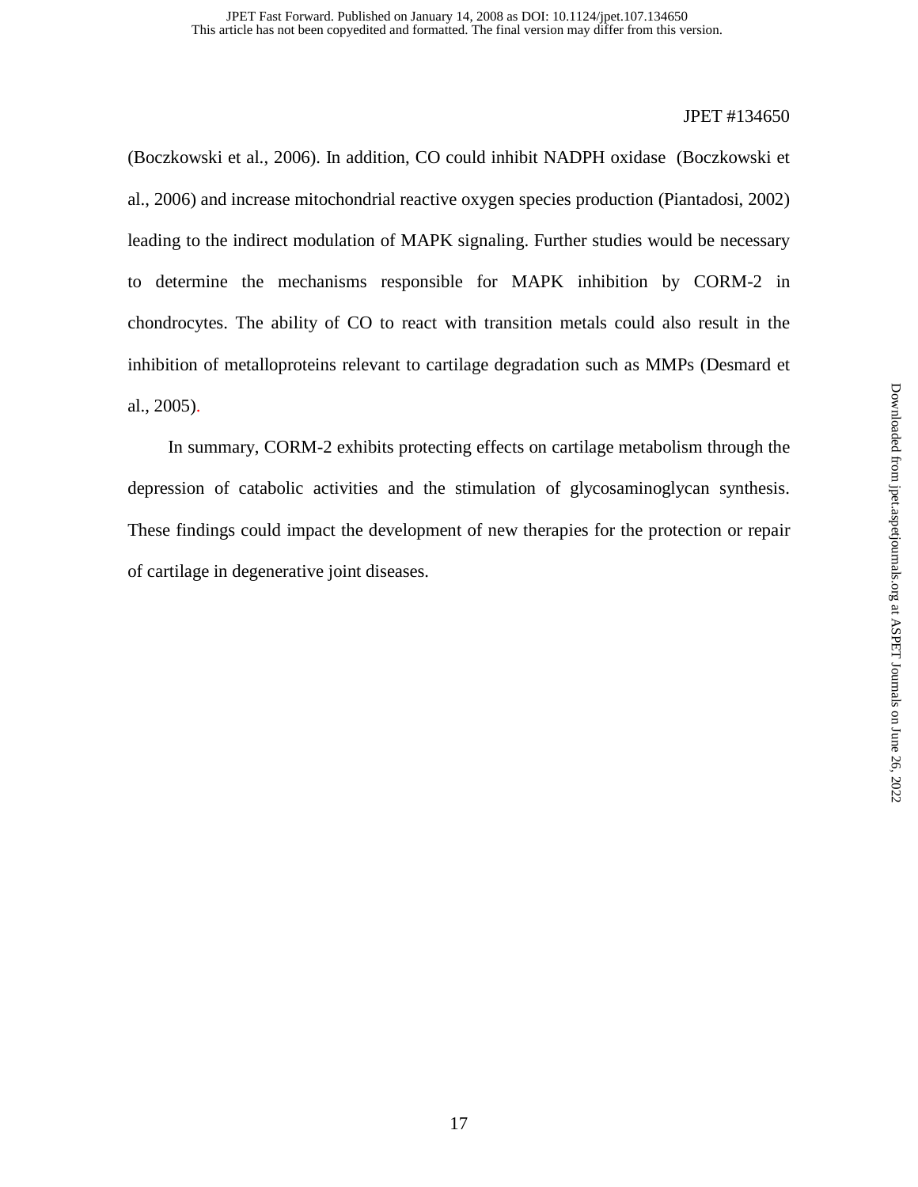(Boczkowski et al., 2006). In addition, CO could inhibit NADPH oxidase (Boczkowski et al., 2006) and increase mitochondrial reactive oxygen species production (Piantadosi, 2002) leading to the indirect modulation of MAPK signaling. Further studies would be necessary to determine the mechanisms responsible for MAPK inhibition by CORM-2 in chondrocytes. The ability of CO to react with transition metals could also result in the inhibition of metalloproteins relevant to cartilage degradation such as MMPs (Desmard et al., 2005).

In summary, CORM-2 exhibits protecting effects on cartilage metabolism through the depression of catabolic activities and the stimulation of glycosaminoglycan synthesis. These findings could impact the development of new therapies for the protection or repair of cartilage in degenerative joint diseases.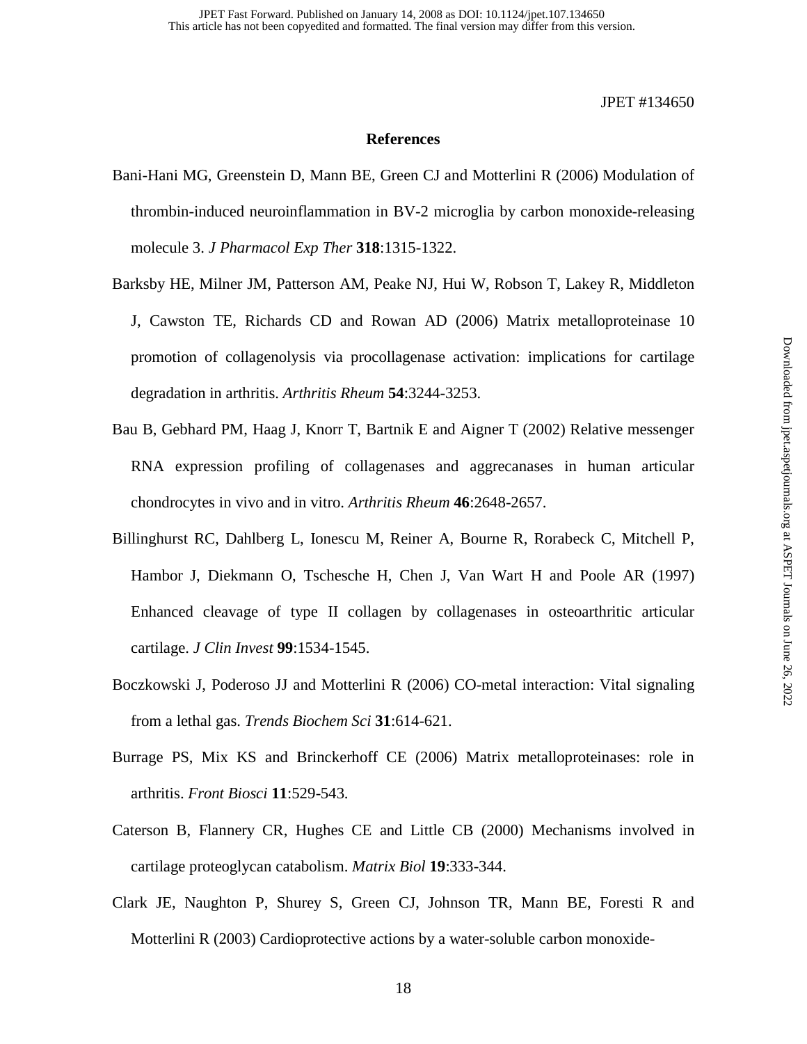## References

Bani-Hani MG, Greenstein D, Mann BE, Green CJ and Motterlini R (2006) Modulation of thrombin-induced neuroinflammation in BV-2 microglia by carbon monoxide-releasing molecule 3. *J Pharmacol Exp Ther* **318**:1315-1322.

Barksby HE, Milner JM, Patterson AM, Peake NJ, Hui W, Robson T, Lakey R, Middleton J, Cawston TE, Richards CD and Rowan AD (2006) Matrix metalloproteinase 10 promotion of collagenolysis via procollagenase activation: implications for cartilage degradation in arthritis. *Arthritis Rheum* **54**:3244-3253.

Bau B, Gebhard PM, Haag J, Knorr T, Bartnik E and Aigner T (2002) Relative messenger RNA expression profiling of collagenases and aggrecanases in human articular chondrocytes in vivo and in vitro. *Arthritis Rheum* **46**:2648-2657.

Billinghurst RC, Dahlberg L, Ionescu M, Reiner A, Bourne R, Rorabeck C, Mitchell P, Hambor J, Diekmann O, Tschesche H, Chen J, Van Wart H and Poole AR (1997) Enhanced cleavage of type II collagen by collagenases in osteoarthritic articular cartilage. *J Clin Invest* **99**:1534-1545.

Boczkowski J, Poderoso JJ and Motterlini R (2006) CO-metal interaction: Vital signaling from a lethal gas. *Trends Biochem Sci* **31**:614-621.

Burrage PS, Mix KS and Brinckerhoff CE (2006) Matrix metalloproteinases: role in arthritis. *Front Biosci* **11**:529-543.

Caterson B, Flannery CR, Hughes CE and Little CB (2000) Mechanisms involved in cartilage proteoglycan catabolism. *Matrix Biol* **19**:333-344.

Clark JE, Naughton P, Shurey S, Green CJ, Johnson TR, Mann BE, Foresti R and Motterlini R (2003) Cardioprotective actions by a water-soluble carbon monoxide-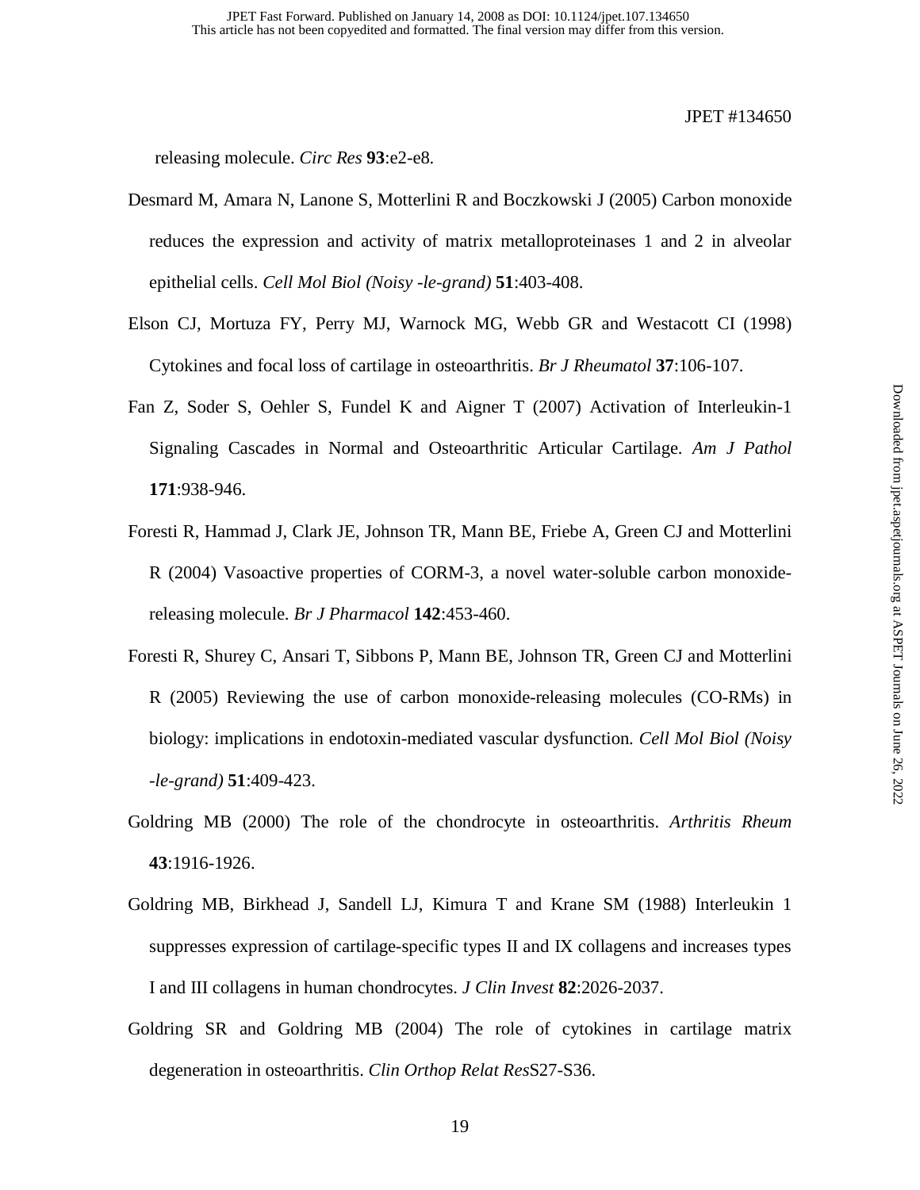releasing molecule. *Circ Res* **93**:e2-e8.

Desmard M, Amara N, Lanone S, Motterlini R and Boczkowski J (2005) Carbon monoxide reduces the expression and activity of matrix metalloproteinases 1 and 2 in alveolar epithelial cells. *Cell Mol Biol (Noisy -le-grand)* **51**:403-408.

Elson CJ, Mortuza FY, Perry MJ, Warnock MG, Webb GR and Westacott CI (1998) Cytokines and focal loss of cartilage in osteoarthritis. *Br J Rheumatol* **37**:106-107.

Fan Z, Soder S, Oehler S, Fundel K and Aigner T (2007) Activation of Interleukin-1 Signaling Cascades in Normal and Osteoarthritic Articular Cartilage. *Am J Pathol* **171**:938-946.

Foresti R, Hammad J, Clark JE, Johnson TR, Mann BE, Friebe A, Green CJ and Motterlini R (2004) Vasoactive properties of CORM-3, a novel water-soluble carbon monoxide-releasing molecule. *Br J Pharmacol* **142**:453-460.

Foresti R, Shurey C, Ansari T, Sibbons P, Mann BE, Johnson TR, Green CJ and Motterlini R (2005) Reviewing the use of carbon monoxide-releasing molecules (CO-RMs) in biology: implications in endotoxin-mediated vascular dysfunction. *Cell Mol Biol (Noisy -le-grand)* **51**:409-423.

Goldring MB (2000) The role of the chondrocyte in osteoarthritis. *Arthritis Rheum* **43**:1916-1926.

Goldring MB, Birkhead J, Sandell LJ, Kimura T and Krane SM (1988) Interleukin 1 suppresses expression of cartilage-specific types II and IX collagens and increases types I and III collagens in human chondrocytes. *J Clin Invest* **82**:2026-2037.

Goldring SR and Goldring MB (2004) The role of cytokines in cartilage matrix degeneration in osteoarthritis. *Clin Orthop Relat Res*S27-S36.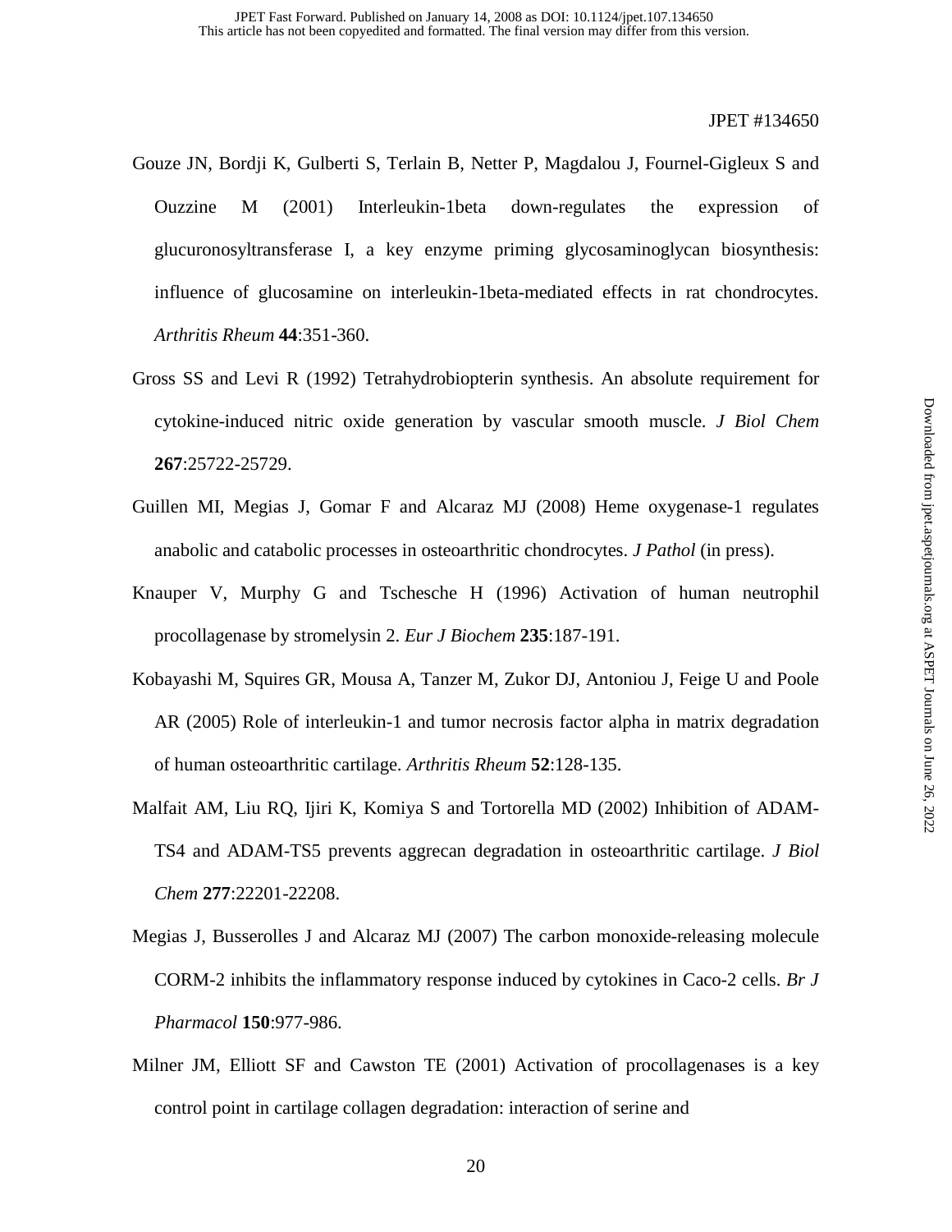Gouze JN, Bordji K, Gulberti S, Terlain B, Netter P, Magdalou J, Fournel-Gigleux S and Ouzzine M (2001) Interleukin-1beta down-regulates the expression of glucuronosyltransferase I, a key enzyme priming glycosaminoglycan biosynthesis: influence of glucosamine on interleukin-1beta-mediated effects in rat chondrocytes. *Arthritis Rheum* **44**:351-360.

Gross SS and Levi R (1992) Tetrahydrobiopterin synthesis. An absolute requirement for cytokine-induced nitric oxide generation by vascular smooth muscle. *J Biol Chem* **267**:25722-25729.

Guillen MI, Megias J, Gomar F and Alcaraz MJ (2008) Heme oxygenase-1 regulates anabolic and catabolic processes in osteoarthritic chondrocytes. *J Pathol* (in press).

Knauper V, Murphy G and Tschesche H (1996) Activation of human neutrophil procollagenase by stromelysin 2. *Eur J Biochem* **235**:187-191.

Kobayashi M, Squires GR, Mousa A, Tanzer M, Zukor DJ, Antoniou J, Feige U and Poole AR (2005) Role of interleukin-1 and tumor necrosis factor alpha in matrix degradation of human osteoarthritic cartilage. *Arthritis Rheum* **52**:128-135.

Malfait AM, Liu RQ, Ijiri K, Komiya S and Tortorella MD (2002) Inhibition of ADAM-TS4 and ADAM-TS5 prevents aggrecan degradation in osteoarthritic cartilage. *J Biol Chem* **277**:22201-22208.

Megias J, Busserolles J and Alcaraz MJ (2007) The carbon monoxide-releasing molecule CORM-2 inhibits the inflammatory response induced by cytokines in Caco-2 cells. *Br J Pharmacol* **150**:977-986.

Milner JM, Elliott SF and Cawston TE (2001) Activation of procollagenases is a key control point in cartilage collagen degradation: interaction of serine and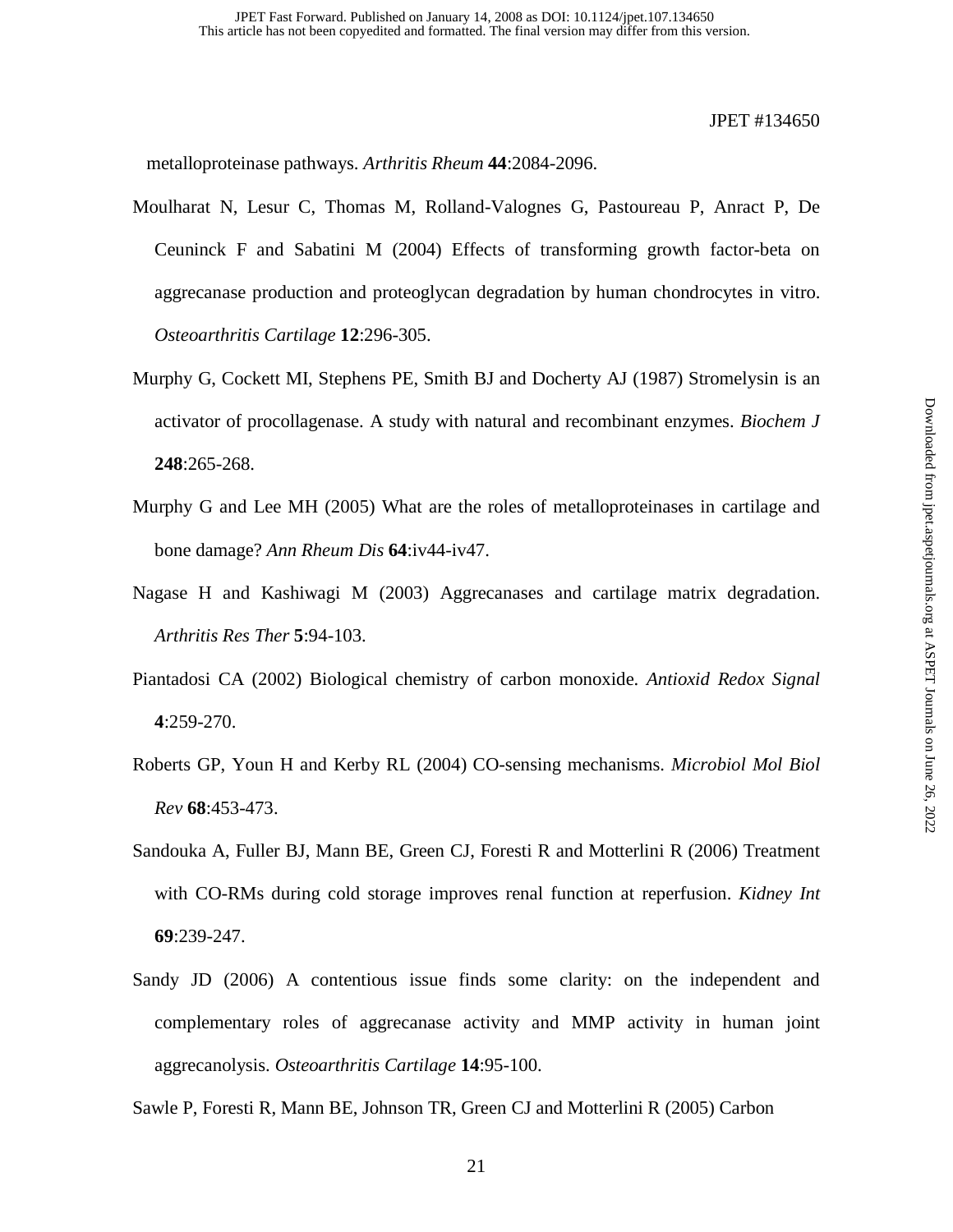metalloproteinase pathways. *Arthritis Rheum* **44**:2084-2096.

Moulharat N, Lesur C, Thomas M, Rolland-Valognes G, Pastoureau P, Anract P, De Ceuninck F and Sabatini M (2004) Effects of transforming growth factor-beta on aggrecanase production and proteoglycan degradation by human chondrocytes in vitro. *Osteoarthritis Cartilage* **12**:296-305.

Murphy G, Cockett MI, Stephens PE, Smith BJ and Docherty AJ (1987) Stromelysin is an activator of procollagenase. A study with natural and recombinant enzymes. *Biochem J* **248**:265-268.

Murphy G and Lee MH (2005) What are the roles of metalloproteinases in cartilage and bone damage? *Ann Rheum Dis* **64**:iv44-iv47.

Nagase H and Kashiwagi M (2003) Aggrecanases and cartilage matrix degradation. *Arthritis Res Ther* **5**:94-103.

Piantadosi CA (2002) Biological chemistry of carbon monoxide. *Antioxid Redox Signal* **4**:259-270.

Roberts GP, Youn H and Kerby RL (2004) CO-sensing mechanisms. *Microbiol Mol Biol Rev* **68**:453-473.

Sandouka A, Fuller BJ, Mann BE, Green CJ, Foresti R and Motterlini R (2006) Treatment with CO-RMs during cold storage improves renal function at reperfusion. *Kidney Int* **69**:239-247.

Sandy JD (2006) A contentious issue finds some clarity: on the independent and complementary roles of aggrecanase activity and MMP activity in human joint aggrecanolysis. *Osteoarthritis Cartilage* **14**:95-100.

Sawle P, Foresti R, Mann BE, Johnson TR, Green CJ and Motterlini R (2005) Carbon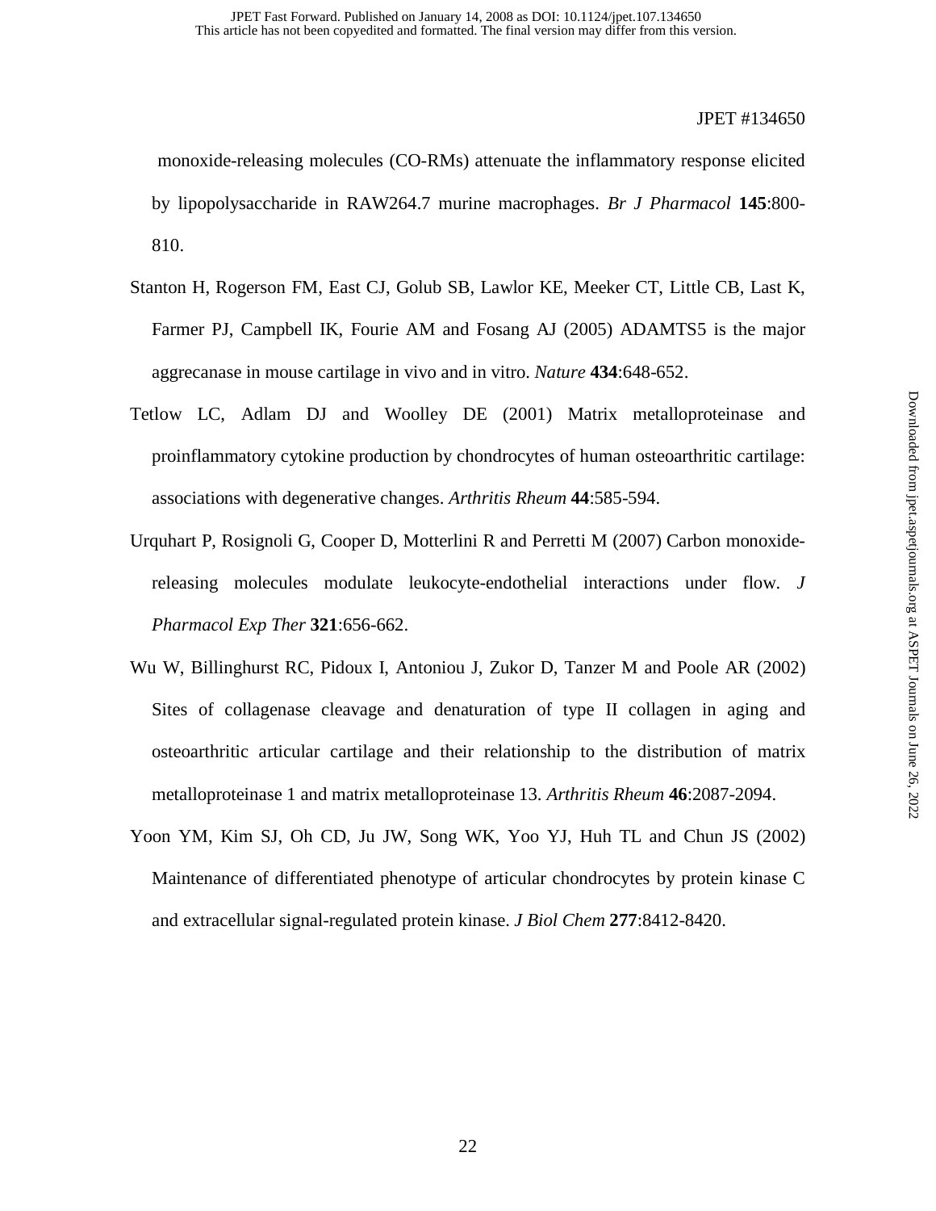monoxide-releasing molecules (CO-RMs) attenuate the inflammatory response elicited by lipopolysaccharide in RAW264.7 murine macrophages. *Br J Pharmacol* **145**:800-810.

Stanton H, Rogerson FM, East CJ, Golub SB, Lawlor KE, Meeker CT, Little CB, Last K, Farmer PJ, Campbell IK, Fourie AM and Fosang AJ (2005) ADAMTS5 is the major aggrecanase in mouse cartilage in vivo and in vitro. *Nature* **434**:648-652.

Tetlow LC, Adlam DJ and Woolley DE (2001) Matrix metalloproteinase and proinflammatory cytokine production by chondrocytes of human osteoarthritic cartilage: associations with degenerative changes. *Arthritis Rheum* **44**:585-594.

Urquhart P, Rosignoli G, Cooper D, Motterlini R and Perretti M (2007) Carbon monoxide-releasing molecules modulate leukocyte-endothelial interactions under flow. *J Pharmacol Exp Ther* **321**:656-662.

Wu W, Billinghurst RC, Pidoux I, Antoniou J, Zukor D, Tanzer M and Poole AR (2002) Sites of collagenase cleavage and denaturation of type II collagen in aging and osteoarthritic articular cartilage and their relationship to the distribution of matrix metalloproteinase 1 and matrix metalloproteinase 13. *Arthritis Rheum* **46**:2087-2094.

Yoon YM, Kim SJ, Oh CD, Ju JW, Song WK, Yoo YJ, Huh TL and Chun JS (2002) Maintenance of differentiated phenotype of articular chondrocytes by protein kinase C and extracellular signal-regulated protein kinase. *J Biol Chem* **277**:8412-8420.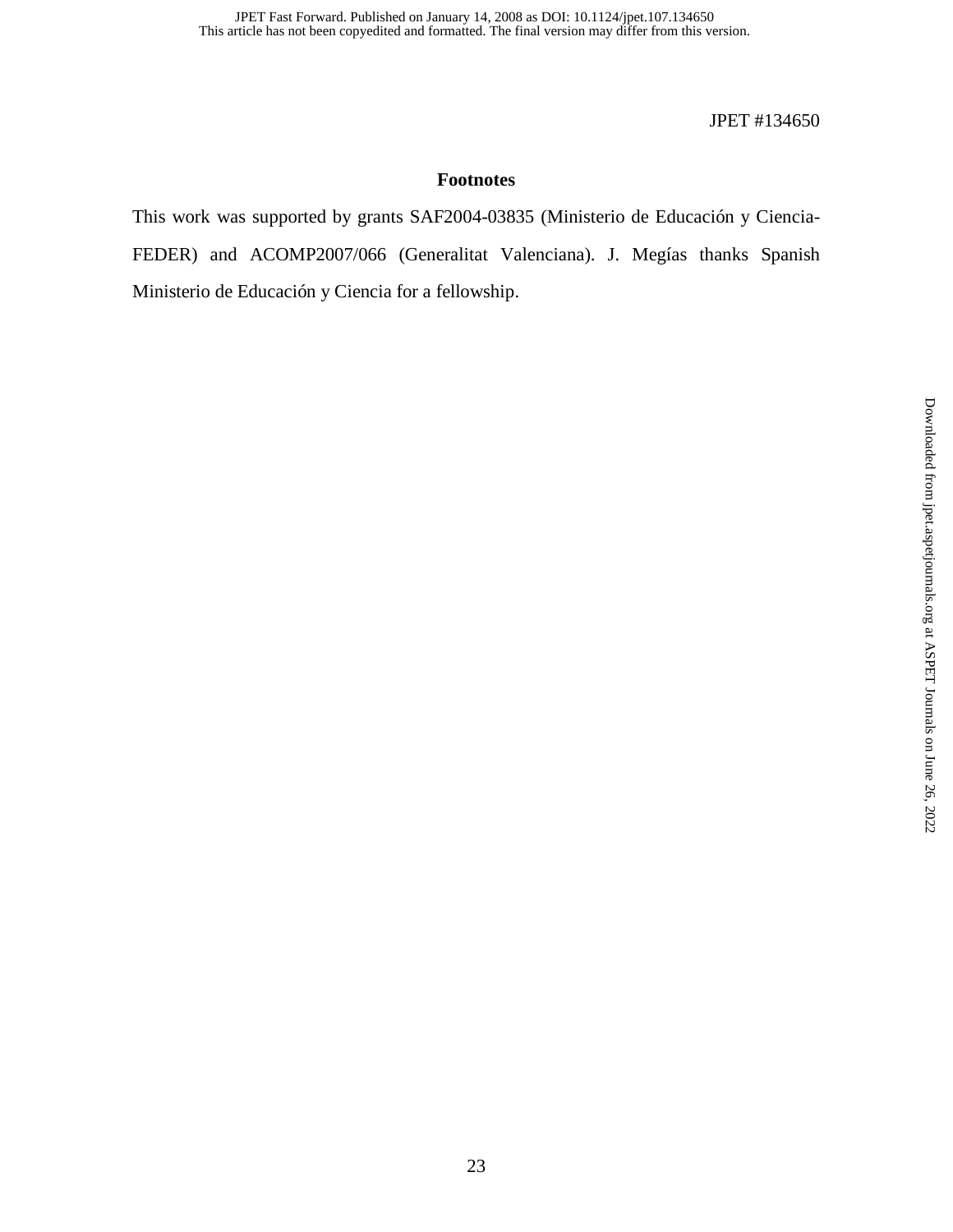## Footnotes

This work was supported by grants SAF2004-03835 (Ministerio de Educación y Ciencia-FEDER) and ACOMP2007/066 (Generalitat Valenciana). J. Megías thanks Spanish Ministerio de Educación y Ciencia for a fellowship.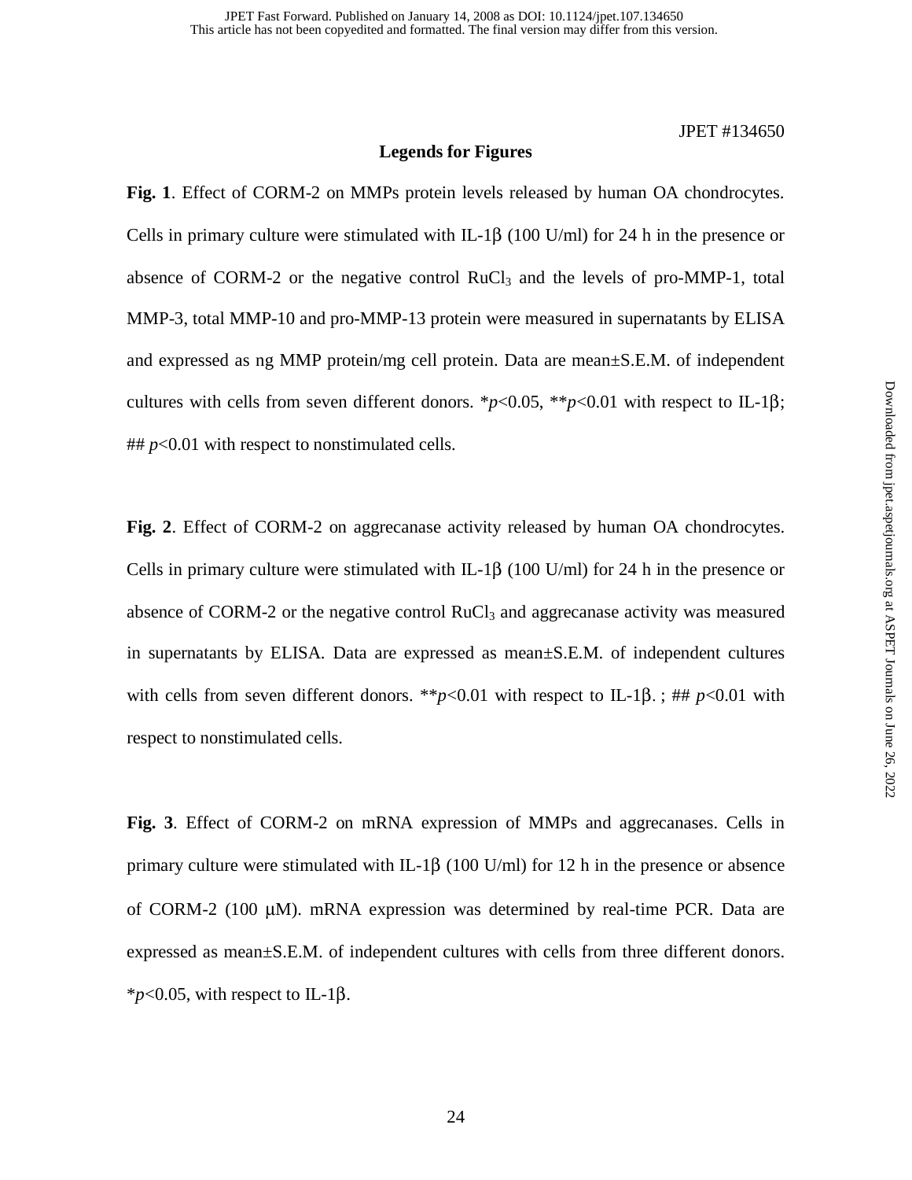## Legends for Figures

**Fig. 1**. Effect of CORM-2 on MMPs protein levels released by human OA chondrocytes. Cells in primary culture were stimulated with IL-1β (100 U/ml) for 24 h in the presence or absence of CORM-2 or the negative control $RuCl_3$ and the levels of pro-MMP-1, total MMP-3, total MMP-10 and pro-MMP-13 protein were measured in supernatants by ELISA and expressed as ng MMP protein/mg cell protein. Data are mean±S.E.M. of independent cultures with cells from seven different donors. \**p*<0.05, \*\**p*<0.01 with respect to IL-1β; ## *p*<0.01 with respect to nonstimulated cells.

**Fig. 2**. Effect of CORM-2 on aggrecanase activity released by human OA chondrocytes. Cells in primary culture were stimulated with IL-1β (100 U/ml) for 24 h in the presence or absence of CORM-2 or the negative control $RuCl_3$ and aggrecanase activity was measured in supernatants by ELISA. Data are expressed as mean±S.E.M. of independent cultures with cells from seven different donors. \*\**p*<0.01 with respect to IL-1β. ; ## *p*<0.01 with respect to nonstimulated cells.

**Fig. 3**. Effect of CORM-2 on mRNA expression of MMPs and aggrecanases. Cells in primary culture were stimulated with IL-1β (100 U/ml) for 12 h in the presence or absence of CORM-2 (100 μM). mRNA expression was determined by real-time PCR. Data are expressed as mean±S.E.M. of independent cultures with cells from three different donors. \**p*<0.05, with respect to IL-1β.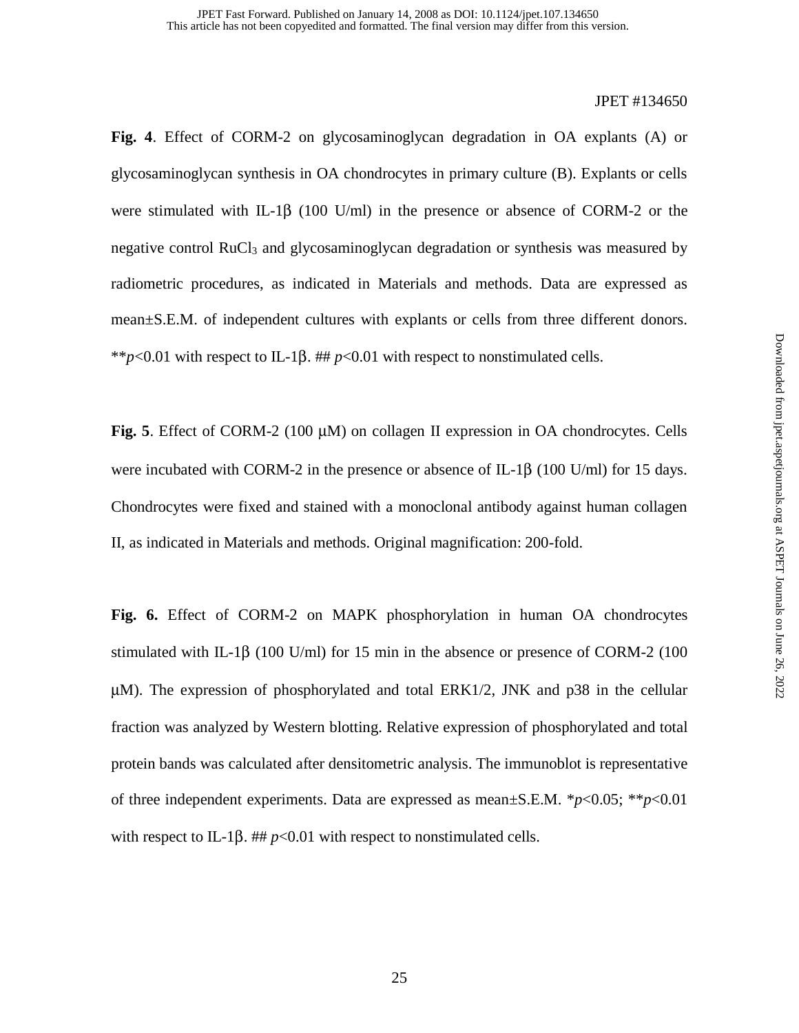**Fig. 4**. Effect of CORM-2 on glycosaminoglycan degradation in OA explants (A) or glycosaminoglycan synthesis in OA chondrocytes in primary culture (B). Explants or cells were stimulated with IL-1β (100 U/ml) in the presence or absence of CORM-2 or the negative control $RuCl_3$ and glycosaminoglycan degradation or synthesis was measured by radiometric procedures, as indicated in Materials and methods. Data are expressed as mean±S.E.M. of independent cultures with explants or cells from three different donors. ***p*<0.01 with respect to IL-1β. ## *p*<0.01 with respect to nonstimulated cells.

**Fig. 5**. Effect of CORM-2 (100 μM) on collagen II expression in OA chondrocytes. Cells were incubated with CORM-2 in the presence or absence of IL-1β (100 U/ml) for 15 days. Chondrocytes were fixed and stained with a monoclonal antibody against human collagen II, as indicated in Materials and methods. Original magnification: 200-fold.

**Fig. 6.** Effect of CORM-2 on MAPK phosphorylation in human OA chondrocytes stimulated with IL-1β (100 U/ml) for 15 min in the absence or presence of CORM-2 (100 μM). The expression of phosphorylated and total ERK1/2, JNK and p38 in the cellular fraction was analyzed by Western blotting. Relative expression of phosphorylated and total protein bands was calculated after densitometric analysis. The immunoblot is representative of three independent experiments. Data are expressed as mean±S.E.M. **p*<0.05; ***p*<0.01 with respect to IL-1β. ## *p*<0.01 with respect to nonstimulated cells.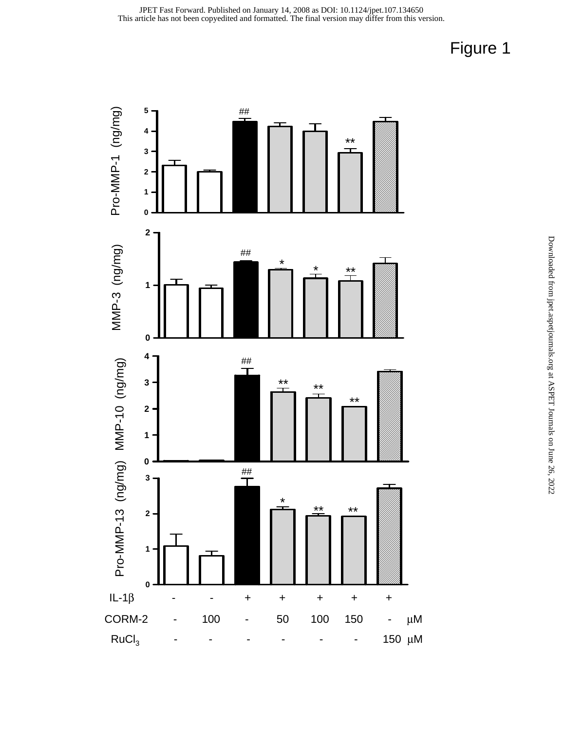# Figure 1

| IL-1β | - | - | + | + | + | + | + | |
|---|---|---|---|---|---|---|---|---|
| CORM-2 | - | 100 | - | 50 | 100 | 150 | - | μM |
| $RuCl_3$ | - | - | - | - | - | - | 150 | μM |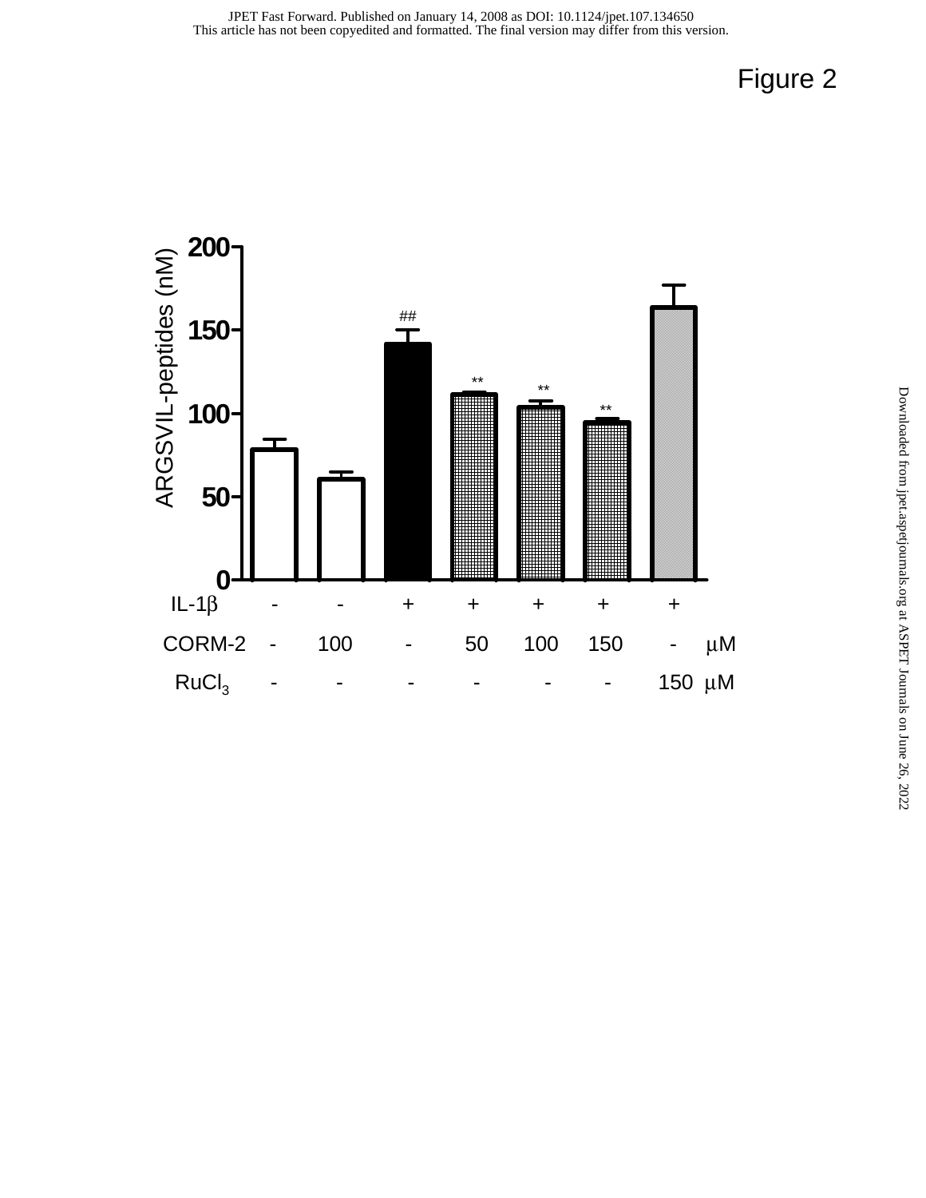Figure 2

ARGSVIL-peptides (nM)

| IL-1β | - | - | + | + | + | + | + | |
|---|---|---|---|---|---|---|---|---|
| CORM-2 | - | 100 | - | 50 | 100 | 150 | - | μM |
| $RuCl_3$ | - | - | - | - | - | - | 150 | μM |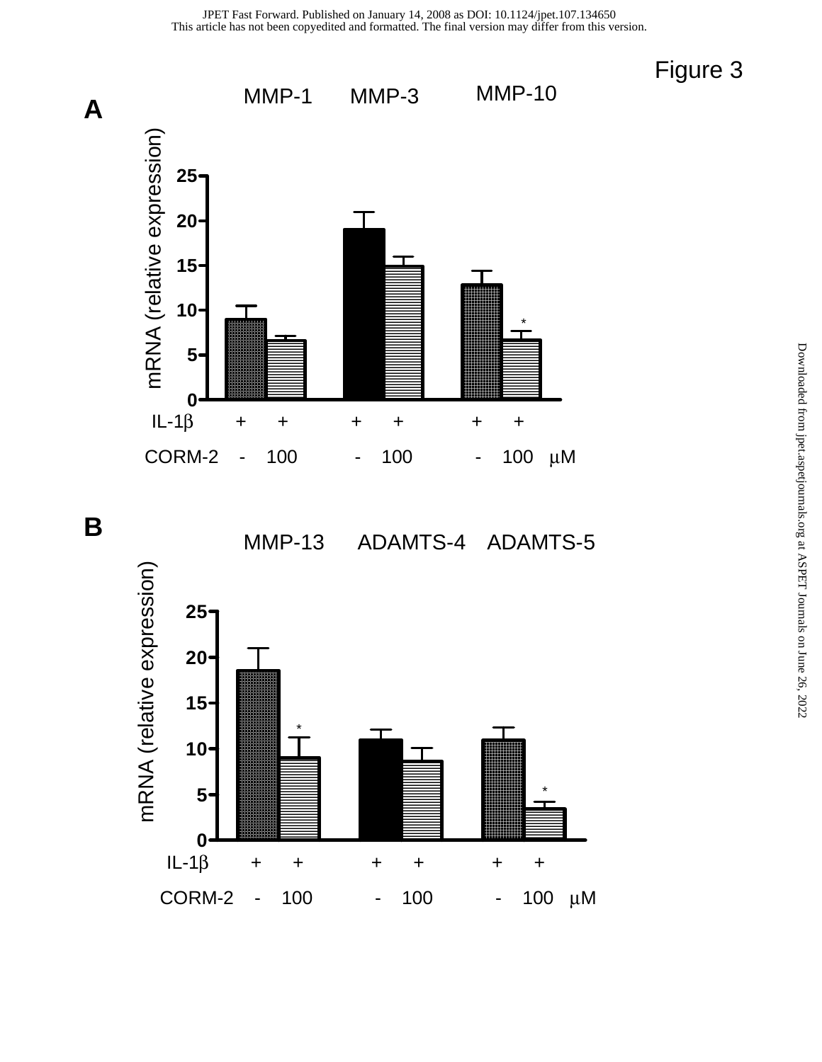Figure 3

**A**

MMP-1 MMP-3 MMP-10

mRNA (relative expression)

| IL-1β | + | + | + | + | + | + |
|---|---|---|---|---|---|---|
| CORM-2 | - | 100 | - | 100 | - | 100 µM |

**B**

MMP-13 ADAMTS-4 ADAMTS-5

mRNA (relative expression)

| IL-1β | + | + | + | + | + | + |
|---|---|---|---|---|---|---|
| CORM-2 | - | 100 | - | 100 | - | 100 µM |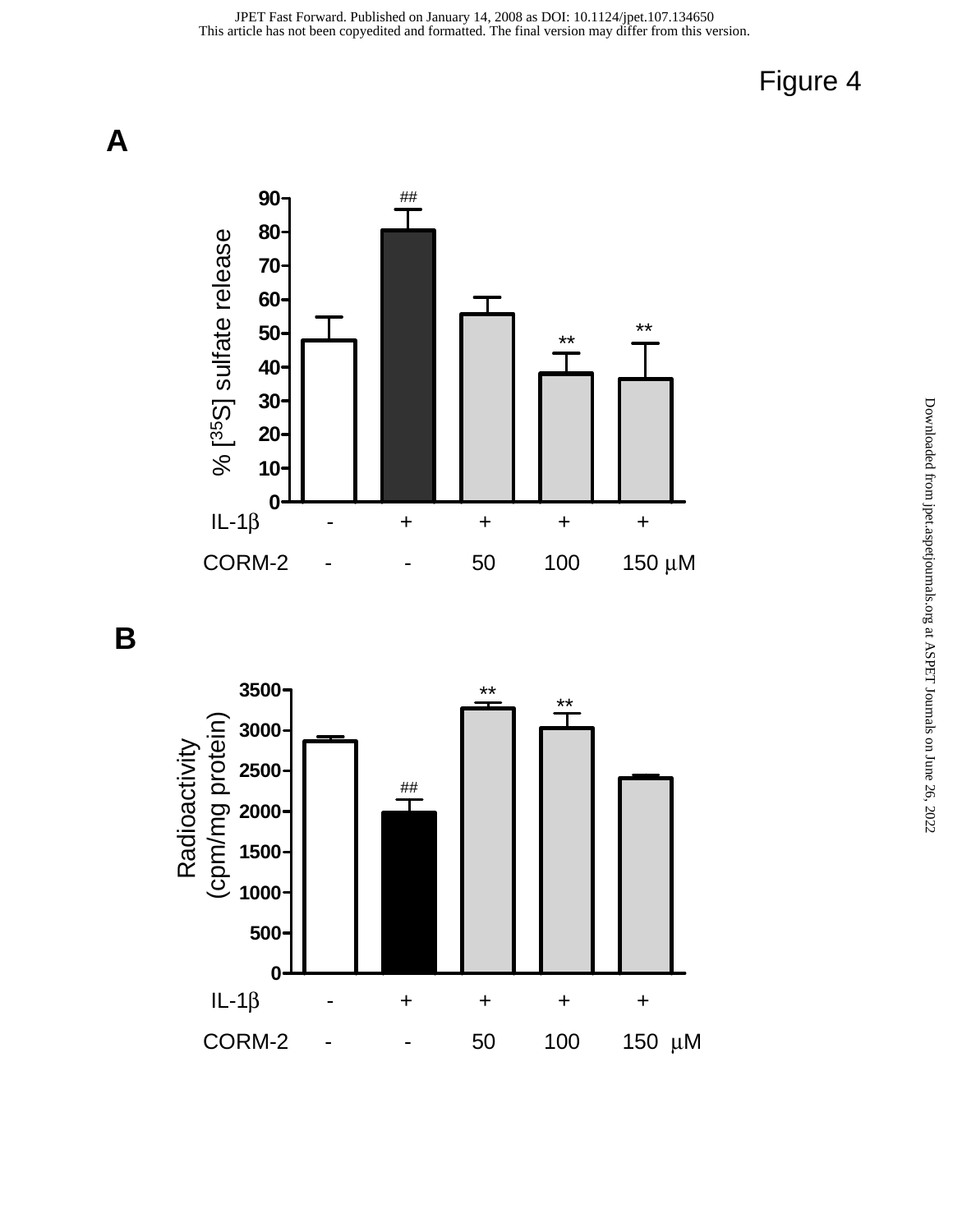Figure 4

A

| IL-1β | - | + | + | + | + |
| --- | --- | --- | --- | --- | --- |
| CORM-2 | - | - | 50 | 100 | 150 μM |

% [$^{35}$S] sulfate release

B

| IL-1β | - | + | + | + | + |
| --- | --- | --- | --- | --- | --- |
| CORM-2 | - | - | 50 | 100 | 150 μM |

Radioactivity (cpm/mg protein)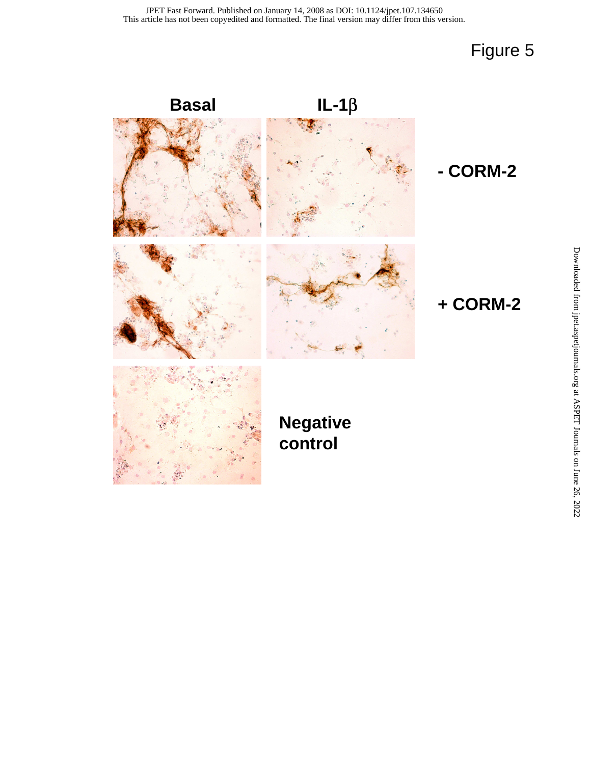Figure 5

**Basal** **IL-1β**

**- CORM-2**

**+ CORM-2**

**Negative control**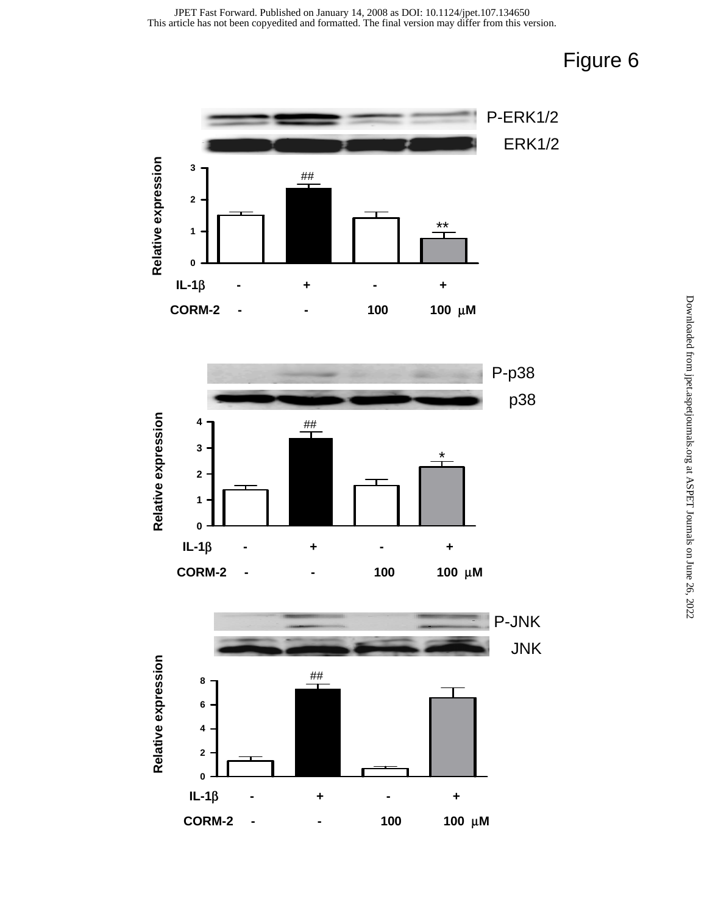Figure 6

P-ERK1/2

ERK1/2

Relative expression

3

2

1

0

##

**

IL-1β - + - +

CORM-2 - - 100 100 μM

P-p38

p38

Relative expression

4

3

2

1

0

##

*

IL-1β - + - +

CORM-2 - - 100 100 μM

P-JNK

JNK

Relative expression

8

6

4

2

0

##

IL-1β - + - +

CORM-2 - - 100 100 μM